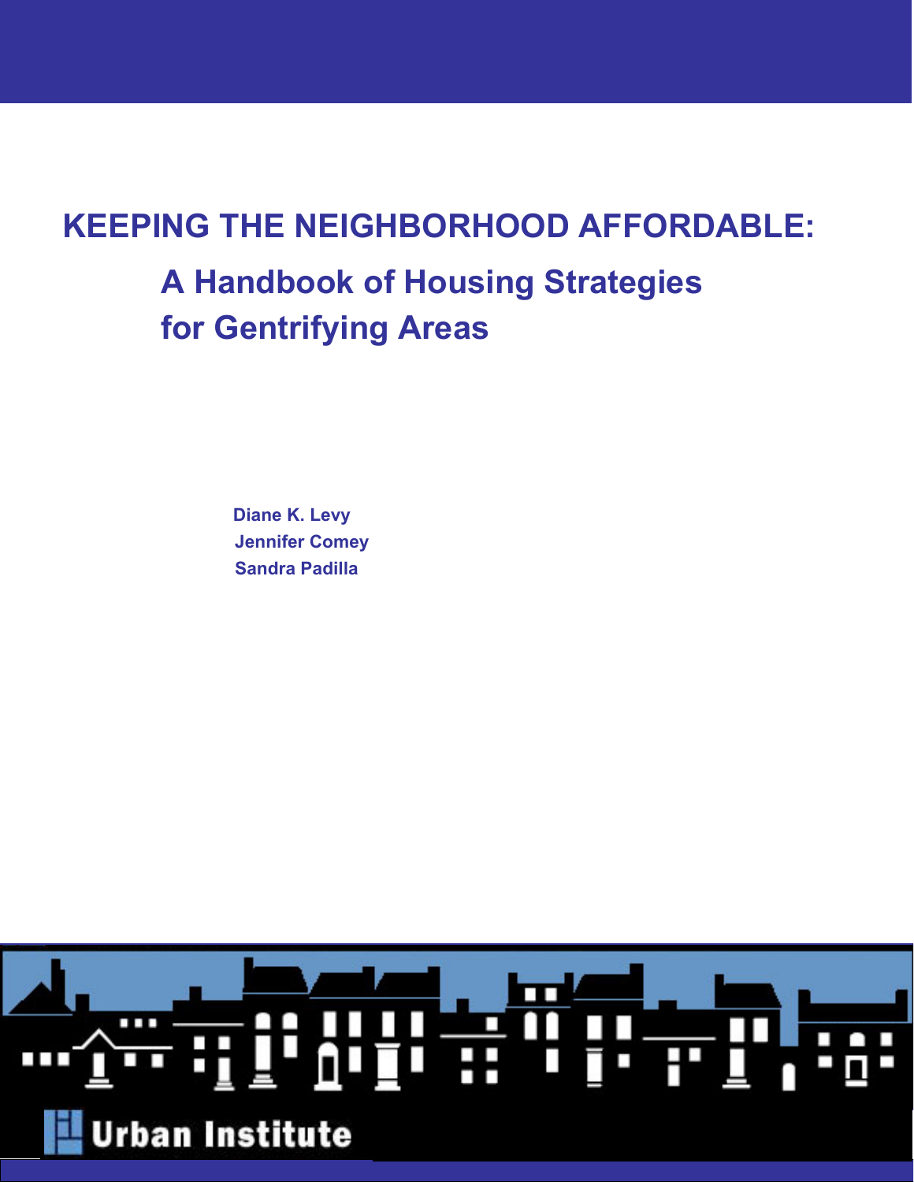# KEEPING THE NEIGHBORHOOD AFFORDABLE:

## A Handbook of Housing Strategies for Gentrifying Areas

**Diane K. Levy**
**Jennifer Comey**
**Sandra Padilla**

Urban Institute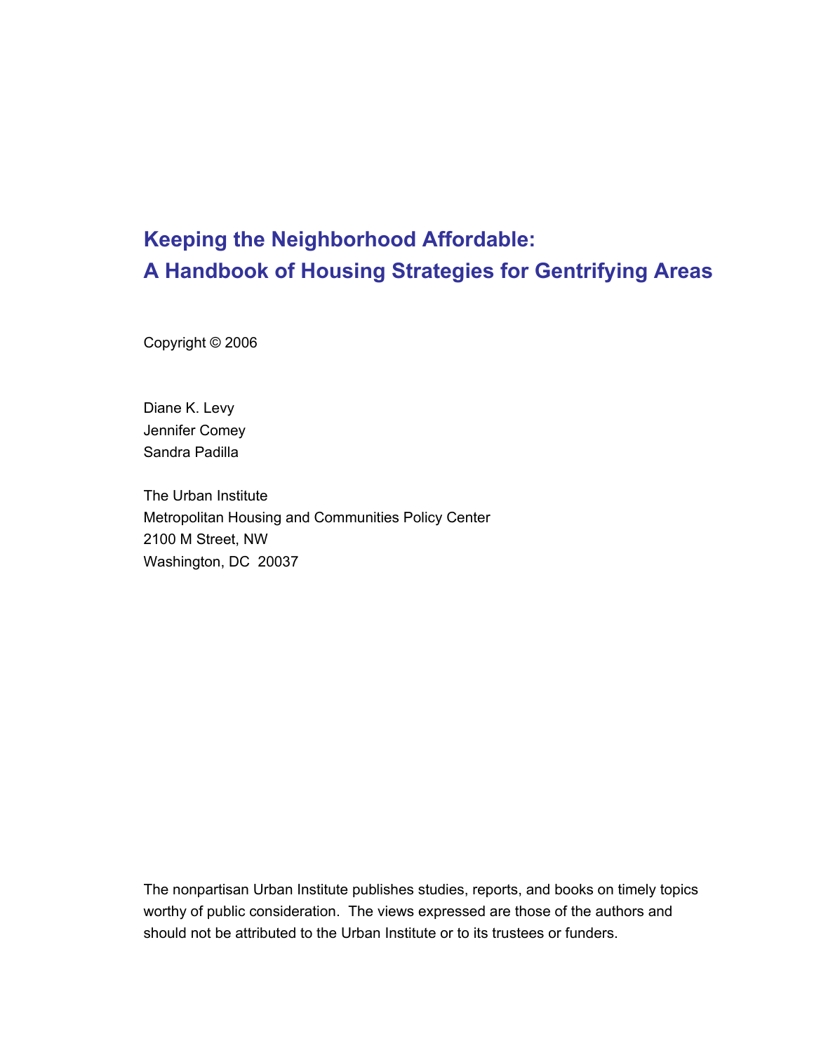# Keeping the Neighborhood Affordable:
# A Handbook of Housing Strategies for Gentrifying Areas

Copyright © 2006

Diane K. Levy
Jennifer Comey
Sandra Padilla

The Urban Institute
Metropolitan Housing and Communities Policy Center
2100 M Street, NW
Washington, DC 20037

The nonpartisan Urban Institute publishes studies, reports, and books on timely topics worthy of public consideration. The views expressed are those of the authors and should not be attributed to the Urban Institute or to its trustees or funders.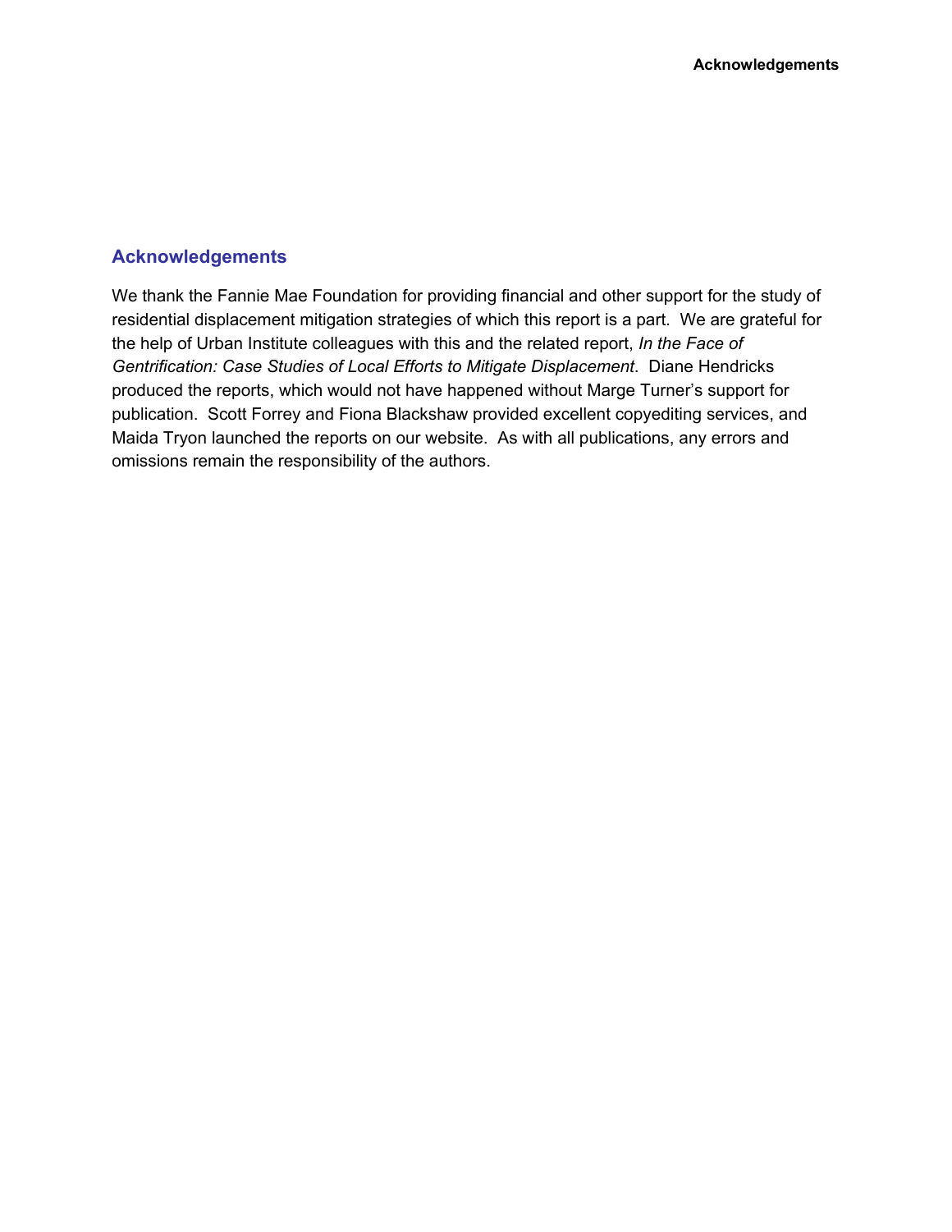## Acknowledgements

We thank the Fannie Mae Foundation for providing financial and other support for the study of residential displacement mitigation strategies of which this report is a part. We are grateful for the help of Urban Institute colleagues with this and the related report, *In the Face of Gentrification: Case Studies of Local Efforts to Mitigate Displacement*. Diane Hendricks produced the reports, which would not have happened without Marge Turner's support for publication. Scott Forrey and Fiona Blackshaw provided excellent copyediting services, and Maida Tryon launched the reports on our website. As with all publications, any errors and omissions remain the responsibility of the authors.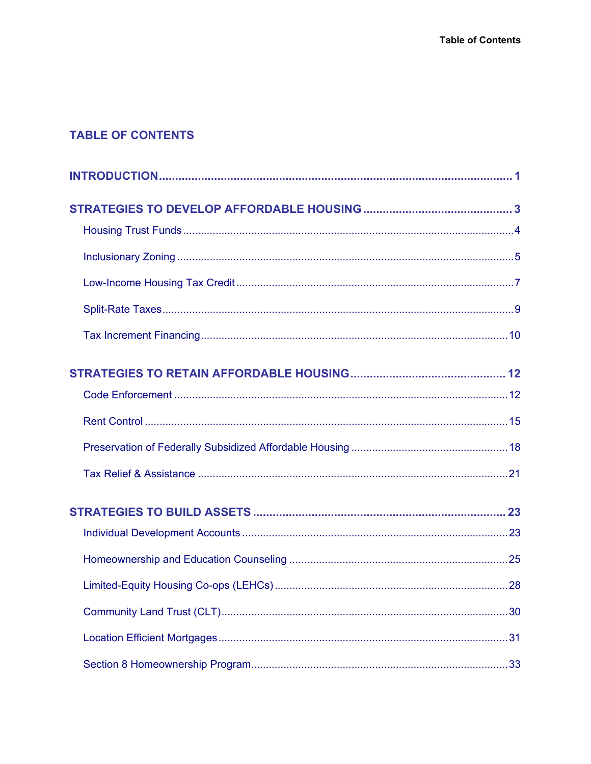# TABLE OF CONTENTS

**INTRODUCTION** .......... 1

**STRATEGIES TO DEVELOP AFFORDABLE HOUSING** .......... 3

- Housing Trust Funds .......... 4
- Inclusionary Zoning .......... 5
- Low-Income Housing Tax Credit .......... 7
- Split-Rate Taxes .......... 9
- Tax Increment Financing .......... 10

**STRATEGIES TO RETAIN AFFORDABLE HOUSING** .......... 12

- Code Enforcement .......... 12
- Rent Control .......... 15
- Preservation of Federally Subsidized Affordable Housing .......... 18
- Tax Relief & Assistance .......... 21

**STRATEGIES TO BUILD ASSETS** .......... 23

- Individual Development Accounts .......... 23
- Homeownership and Education Counseling .......... 25
- Limited-Equity Housing Co-ops (LEHCs) .......... 28
- Community Land Trust (CLT) .......... 30
- Location Efficient Mortgages .......... 31
- Section 8 Homeownership Program .......... 33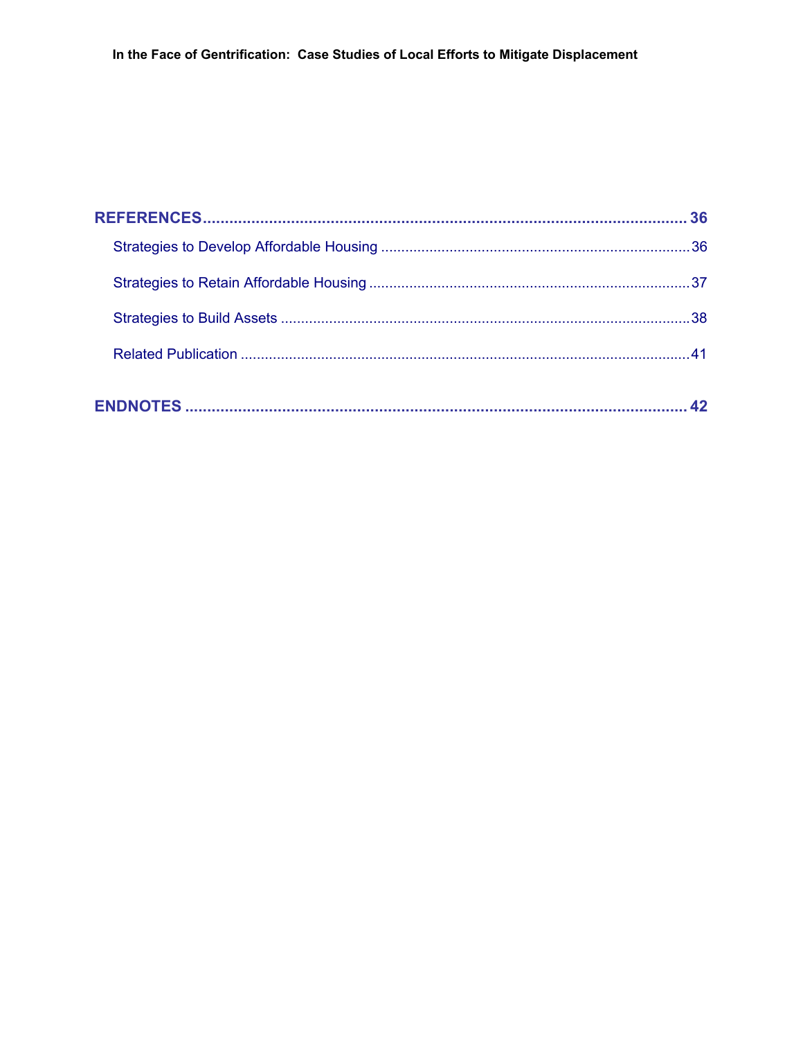**REFERENCES** .......................................................................................................... **36**

Strategies to Develop Affordable Housing .......................................................................... 36

Strategies to Retain Affordable Housing ............................................................................. 37

Strategies to Build Assets .................................................................................................. 38

Related Publication ............................................................................................................. 41

**ENDNOTES** .............................................................................................................. **42**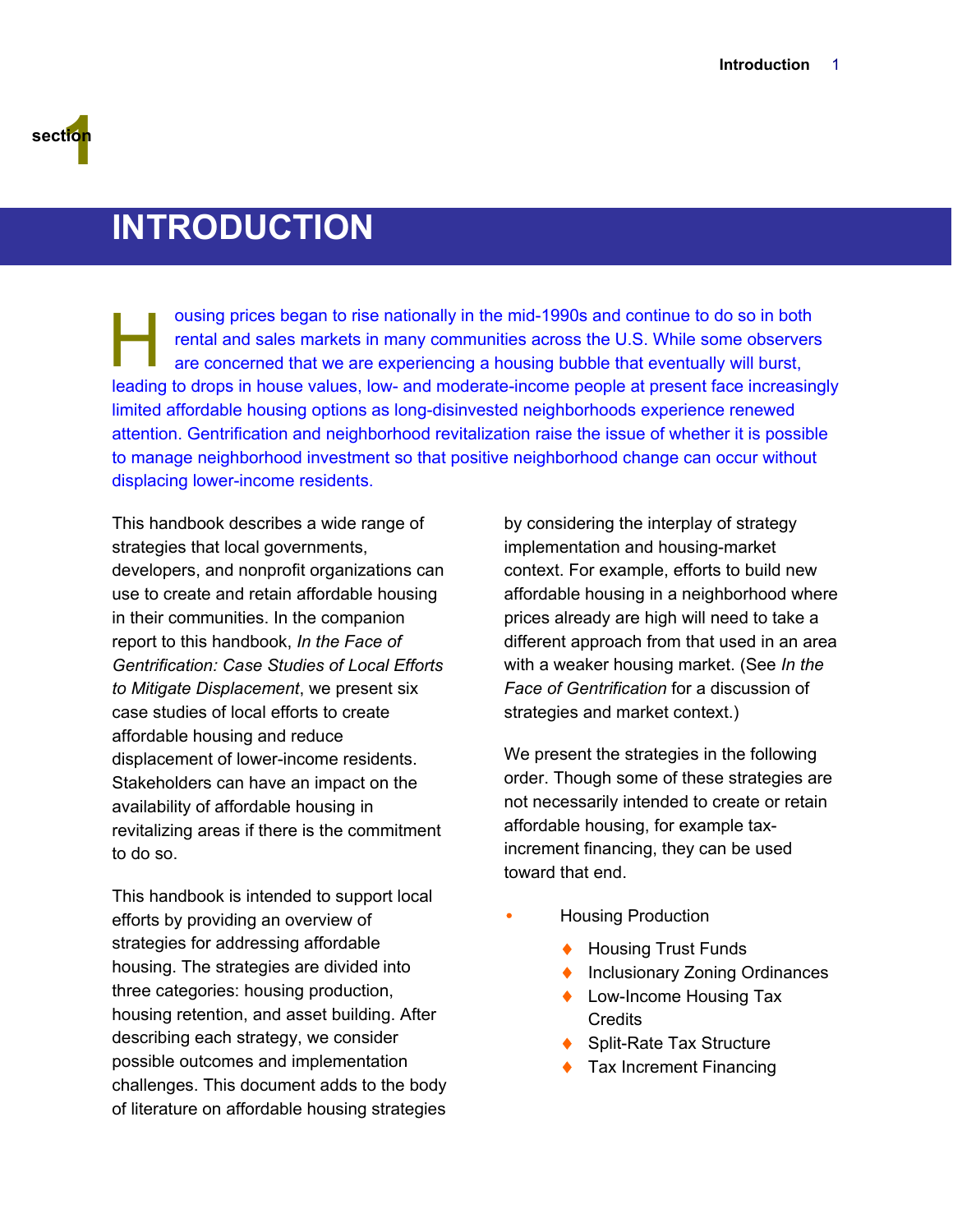section 1

# INTRODUCTION

Housing prices began to rise nationally in the mid-1990s and continue to do so in both rental and sales markets in many communities across the U.S. While some observers are concerned that we are experiencing a housing bubble that eventually will burst, leading to drops in house values, low- and moderate-income people at present face increasingly limited affordable housing options as long-disinvested neighborhoods experience renewed attention. Gentrification and neighborhood revitalization raise the issue of whether it is possible to manage neighborhood investment so that positive neighborhood change can occur without displacing lower-income residents.

This handbook describes a wide range of strategies that local governments, developers, and nonprofit organizations can use to create and retain affordable housing in their communities. In the companion report to this handbook, *In the Face of Gentrification: Case Studies of Local Efforts to Mitigate Displacement*, we present six case studies of local efforts to create affordable housing and reduce displacement of lower-income residents. Stakeholders can have an impact on the availability of affordable housing in revitalizing areas if there is the commitment to do so.

This handbook is intended to support local efforts by providing an overview of strategies for addressing affordable housing. The strategies are divided into three categories: housing production, housing retention, and asset building. After describing each strategy, we consider possible outcomes and implementation challenges. This document adds to the body of literature on affordable housing strategies by considering the interplay of strategy implementation and housing-market context. For example, efforts to build new affordable housing in a neighborhood where prices already are high will need to take a different approach from that used in an area with a weaker housing market. (See *In the Face of Gentrification* for a discussion of strategies and market context.)

We present the strategies in the following order. Though some of these strategies are not necessarily intended to create or retain affordable housing, for example tax-increment financing, they can be used toward that end.

- Housing Production
  - Housing Trust Funds
  - Inclusionary Zoning Ordinances
  - Low-Income Housing Tax Credits
  - Split-Rate Tax Structure
  - Tax Increment Financing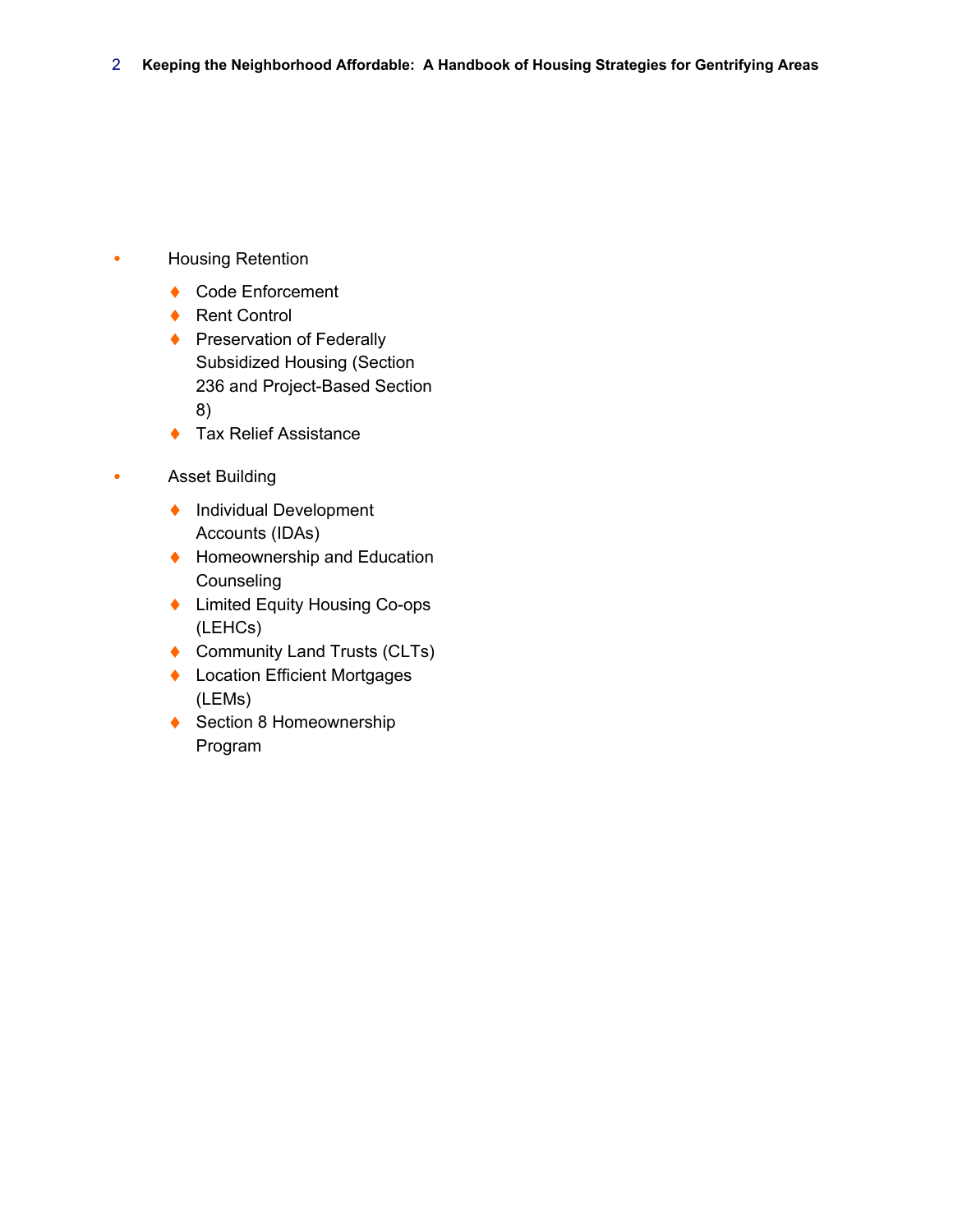- Housing Retention
  - Code Enforcement
  - Rent Control
  - Preservation of Federally Subsidized Housing (Section 236 and Project-Based Section 8)
  - Tax Relief Assistance
- Asset Building
  - Individual Development Accounts (IDAs)
  - Homeownership and Education Counseling
  - Limited Equity Housing Co-ops (LEHCs)
  - Community Land Trusts (CLTs)
  - Location Efficient Mortgages (LEMs)
  - Section 8 Homeownership Program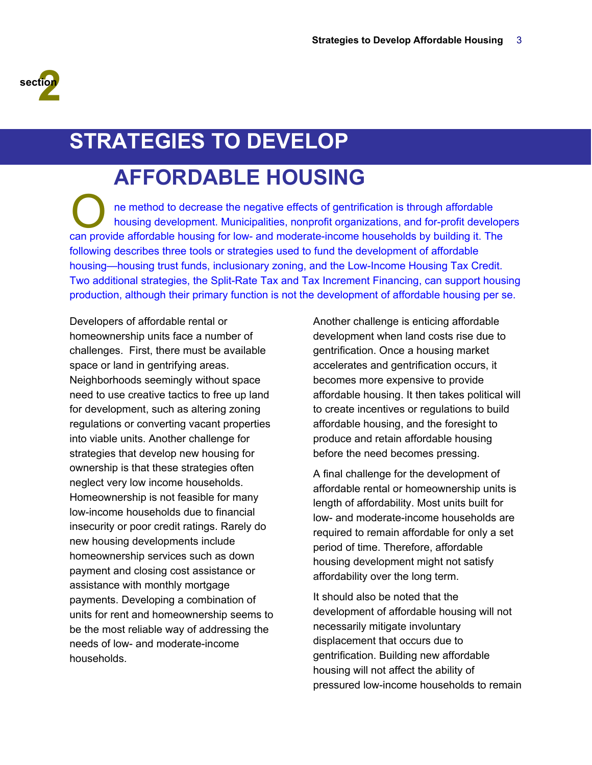section 2

# STRATEGIES TO DEVELOP AFFORDABLE HOUSING

One method to decrease the negative effects of gentrification is through affordable housing development. Municipalities, nonprofit organizations, and for-profit developers can provide affordable housing for low- and moderate-income households by building it. The following describes three tools or strategies used to fund the development of affordable housing—housing trust funds, inclusionary zoning, and the Low-Income Housing Tax Credit. Two additional strategies, the Split-Rate Tax and Tax Increment Financing, can support housing production, although their primary function is not the development of affordable housing per se.

Developers of affordable rental or homeownership units face a number of challenges. First, there must be available space or land in gentrifying areas. Neighborhoods seemingly without space need to use creative tactics to free up land for development, such as altering zoning regulations or converting vacant properties into viable units. Another challenge for strategies that develop new housing for ownership is that these strategies often neglect very low income households. Homeownership is not feasible for many low-income households due to financial insecurity or poor credit ratings. Rarely do new housing developments include homeownership services such as down payment and closing cost assistance or assistance with monthly mortgage payments. Developing a combination of units for rent and homeownership seems to be the most reliable way of addressing the needs of low- and moderate-income households.

Another challenge is enticing affordable development when land costs rise due to gentrification. Once a housing market accelerates and gentrification occurs, it becomes more expensive to provide affordable housing. It then takes political will to create incentives or regulations to build affordable housing, and the foresight to produce and retain affordable housing before the need becomes pressing.

A final challenge for the development of affordable rental or homeownership units is length of affordability. Most units built for low- and moderate-income households are required to remain affordable for only a set period of time. Therefore, affordable housing development might not satisfy affordability over the long term.

It should also be noted that the development of affordable housing will not necessarily mitigate involuntary displacement that occurs due to gentrification. Building new affordable housing will not affect the ability of pressured low-income households to remain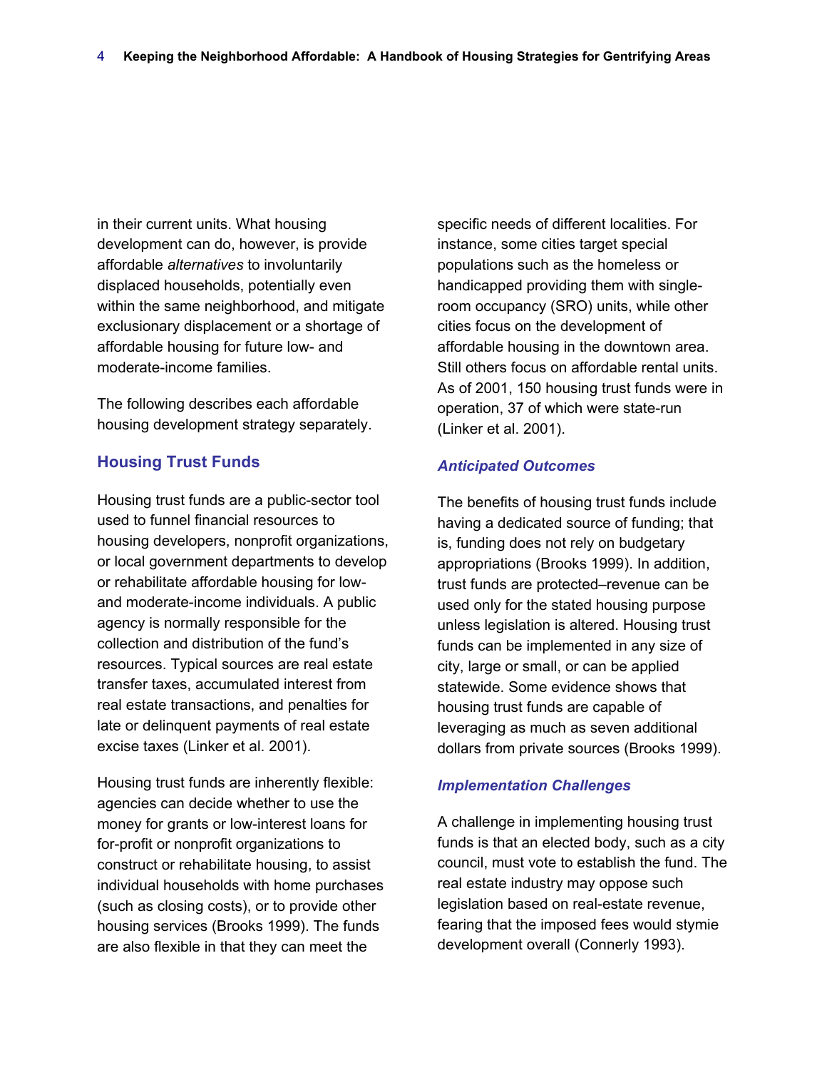in their current units. What housing development can do, however, is provide affordable *alternatives* to involuntarily displaced households, potentially even within the same neighborhood, and mitigate exclusionary displacement or a shortage of affordable housing for future low- and moderate-income families.

The following describes each affordable housing development strategy separately.

## Housing Trust Funds

Housing trust funds are a public-sector tool used to funnel financial resources to housing developers, nonprofit organizations, or local government departments to develop or rehabilitate affordable housing for low- and moderate-income individuals. A public agency is normally responsible for the collection and distribution of the fund's resources. Typical sources are real estate transfer taxes, accumulated interest from real estate transactions, and penalties for late or delinquent payments of real estate excise taxes (Linker et al. 2001).

Housing trust funds are inherently flexible: agencies can decide whether to use the money for grants or low-interest loans for for-profit or nonprofit organizations to construct or rehabilitate housing, to assist individual households with home purchases (such as closing costs), or to provide other housing services (Brooks 1999). The funds are also flexible in that they can meet the specific needs of different localities. For instance, some cities target special populations such as the homeless or handicapped providing them with single-room occupancy (SRO) units, while other cities focus on the development of affordable housing in the downtown area. Still others focus on affordable rental units. As of 2001, 150 housing trust funds were in operation, 37 of which were state-run (Linker et al. 2001).

### *Anticipated Outcomes*

The benefits of housing trust funds include having a dedicated source of funding; that is, funding does not rely on budgetary appropriations (Brooks 1999). In addition, trust funds are protected–revenue can be used only for the stated housing purpose unless legislation is altered. Housing trust funds can be implemented in any size of city, large or small, or can be applied statewide. Some evidence shows that housing trust funds are capable of leveraging as much as seven additional dollars from private sources (Brooks 1999).

### *Implementation Challenges*

A challenge in implementing housing trust funds is that an elected body, such as a city council, must vote to establish the fund. The real estate industry may oppose such legislation based on real-estate revenue, fearing that the imposed fees would stymie development overall (Connerly 1993).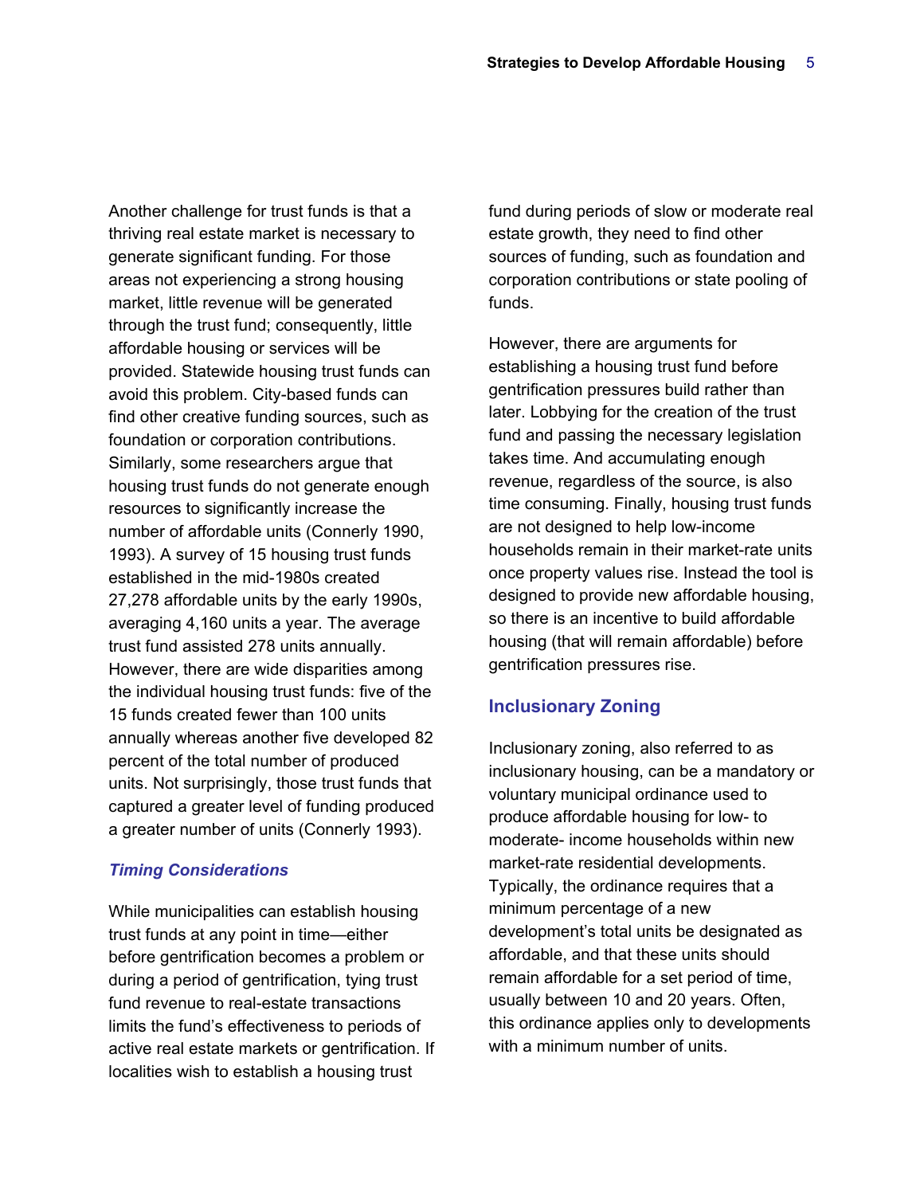Another challenge for trust funds is that a thriving real estate market is necessary to generate significant funding. For those areas not experiencing a strong housing market, little revenue will be generated through the trust fund; consequently, little affordable housing or services will be provided. Statewide housing trust funds can avoid this problem. City-based funds can find other creative funding sources, such as foundation or corporation contributions. Similarly, some researchers argue that housing trust funds do not generate enough resources to significantly increase the number of affordable units (Connerly 1990, 1993). A survey of 15 housing trust funds established in the mid-1980s created 27,278 affordable units by the early 1990s, averaging 4,160 units a year. The average trust fund assisted 278 units annually. However, there are wide disparities among the individual housing trust funds: five of the 15 funds created fewer than 100 units annually whereas another five developed 82 percent of the total number of produced units. Not surprisingly, those trust funds that captured a greater level of funding produced a greater number of units (Connerly 1993).

### *Timing Considerations*

While municipalities can establish housing trust funds at any point in time—either before gentrification becomes a problem or during a period of gentrification, tying trust fund revenue to real-estate transactions limits the fund's effectiveness to periods of active real estate markets or gentrification. If localities wish to establish a housing trust fund during periods of slow or moderate real estate growth, they need to find other sources of funding, such as foundation and corporation contributions or state pooling of funds.

However, there are arguments for establishing a housing trust fund before gentrification pressures build rather than later. Lobbying for the creation of the trust fund and passing the necessary legislation takes time. And accumulating enough revenue, regardless of the source, is also time consuming. Finally, housing trust funds are not designed to help low-income households remain in their market-rate units once property values rise. Instead the tool is designed to provide new affordable housing, so there is an incentive to build affordable housing (that will remain affordable) before gentrification pressures rise.

## Inclusionary Zoning

Inclusionary zoning, also referred to as inclusionary housing, can be a mandatory or voluntary municipal ordinance used to produce affordable housing for low- to moderate- income households within new market-rate residential developments. Typically, the ordinance requires that a minimum percentage of a new development's total units be designated as affordable, and that these units should remain affordable for a set period of time, usually between 10 and 20 years. Often, this ordinance applies only to developments with a minimum number of units.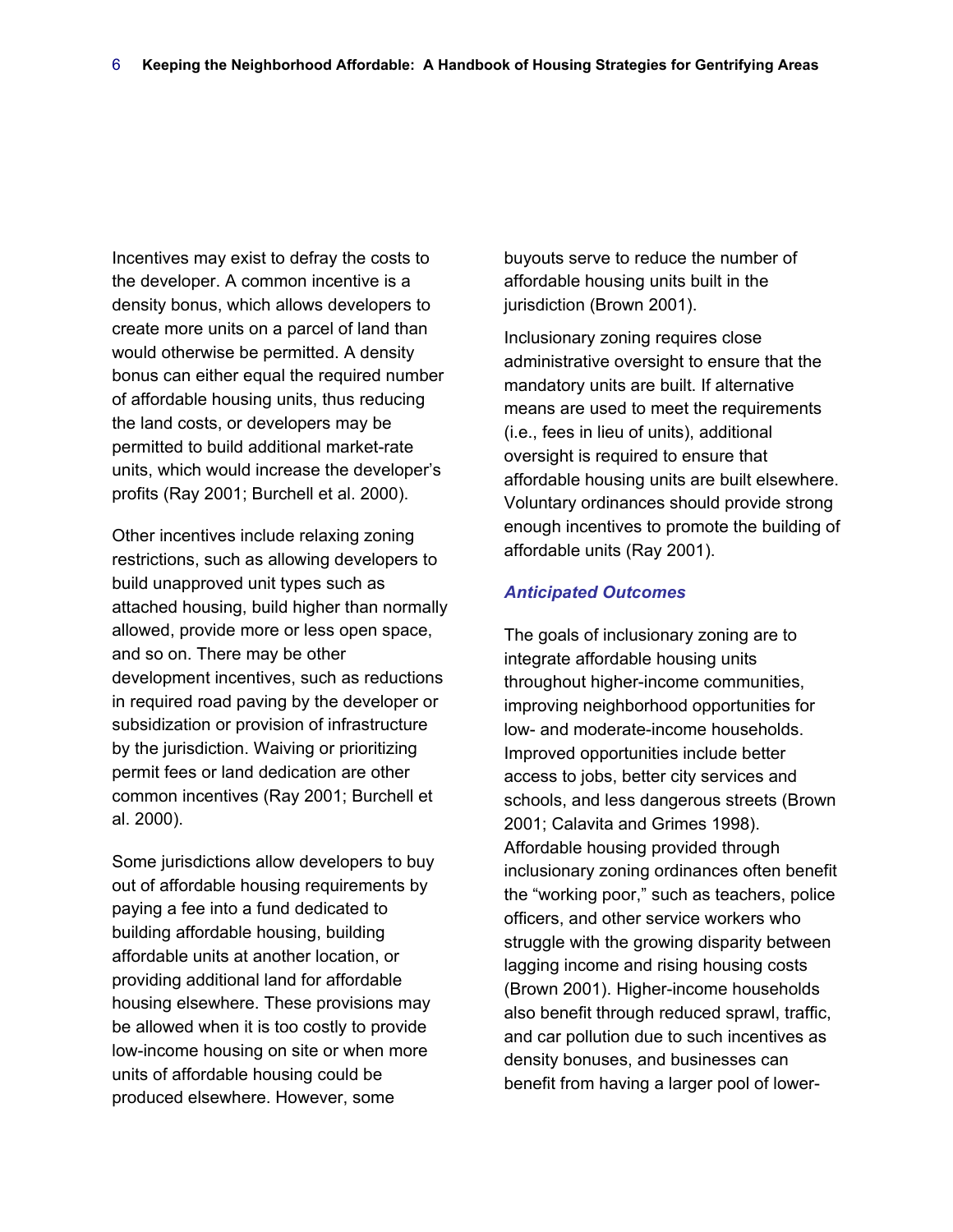Incentives may exist to defray the costs to the developer. A common incentive is a density bonus, which allows developers to create more units on a parcel of land than would otherwise be permitted. A density bonus can either equal the required number of affordable housing units, thus reducing the land costs, or developers may be permitted to build additional market-rate units, which would increase the developer's profits (Ray 2001; Burchell et al. 2000).

Other incentives include relaxing zoning restrictions, such as allowing developers to build unapproved unit types such as attached housing, build higher than normally allowed, provide more or less open space, and so on. There may be other development incentives, such as reductions in required road paving by the developer or subsidization or provision of infrastructure by the jurisdiction. Waiving or prioritizing permit fees or land dedication are other common incentives (Ray 2001; Burchell et al. 2000).

Some jurisdictions allow developers to buy out of affordable housing requirements by paying a fee into a fund dedicated to building affordable housing, building affordable units at another location, or providing additional land for affordable housing elsewhere. These provisions may be allowed when it is too costly to provide low-income housing on site or when more units of affordable housing could be produced elsewhere. However, some buyouts serve to reduce the number of affordable housing units built in the jurisdiction (Brown 2001).

Inclusionary zoning requires close administrative oversight to ensure that the mandatory units are built. If alternative means are used to meet the requirements (i.e., fees in lieu of units), additional oversight is required to ensure that affordable housing units are built elsewhere. Voluntary ordinances should provide strong enough incentives to promote the building of affordable units (Ray 2001).

### *Anticipated Outcomes*

The goals of inclusionary zoning are to integrate affordable housing units throughout higher-income communities, improving neighborhood opportunities for low- and moderate-income households. Improved opportunities include better access to jobs, better city services and schools, and less dangerous streets (Brown 2001; Calavita and Grimes 1998). Affordable housing provided through inclusionary zoning ordinances often benefit the "working poor," such as teachers, police officers, and other service workers who struggle with the growing disparity between lagging income and rising housing costs (Brown 2001). Higher-income households also benefit through reduced sprawl, traffic, and car pollution due to such incentives as density bonuses, and businesses can benefit from having a larger pool of lower-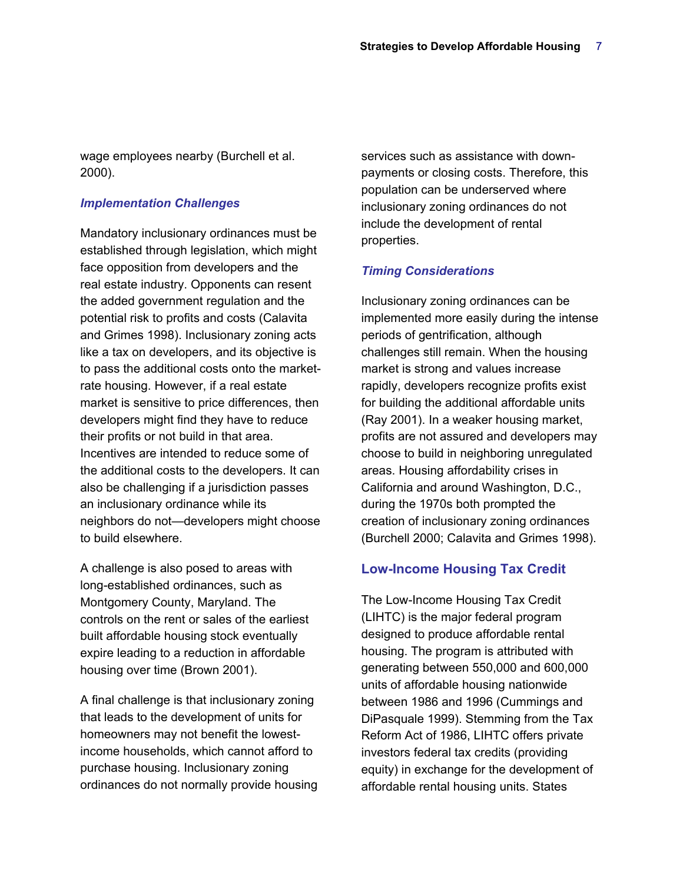wage employees nearby (Burchell et al. 2000).

### *Implementation Challenges*

Mandatory inclusionary ordinances must be established through legislation, which might face opposition from developers and the real estate industry. Opponents can resent the added government regulation and the potential risk to profits and costs (Calavita and Grimes 1998). Inclusionary zoning acts like a tax on developers, and its objective is to pass the additional costs onto the market-rate housing. However, if a real estate market is sensitive to price differences, then developers might find they have to reduce their profits or not build in that area. Incentives are intended to reduce some of the additional costs to the developers. It can also be challenging if a jurisdiction passes an inclusionary ordinance while its neighbors do not—developers might choose to build elsewhere.

A challenge is also posed to areas with long-established ordinances, such as Montgomery County, Maryland. The controls on the rent or sales of the earliest built affordable housing stock eventually expire leading to a reduction in affordable housing over time (Brown 2001).

A final challenge is that inclusionary zoning that leads to the development of units for homeowners may not benefit the lowest-income households, which cannot afford to purchase housing. Inclusionary zoning ordinances do not normally provide housing services such as assistance with down-payments or closing costs. Therefore, this population can be underserved where inclusionary zoning ordinances do not include the development of rental properties.

### *Timing Considerations*

Inclusionary zoning ordinances can be implemented more easily during the intense periods of gentrification, although challenges still remain. When the housing market is strong and values increase rapidly, developers recognize profits exist for building the additional affordable units (Ray 2001). In a weaker housing market, profits are not assured and developers may choose to build in neighboring unregulated areas. Housing affordability crises in California and around Washington, D.C., during the 1970s both prompted the creation of inclusionary zoning ordinances (Burchell 2000; Calavita and Grimes 1998).

## Low-Income Housing Tax Credit

The Low-Income Housing Tax Credit (LIHTC) is the major federal program designed to produce affordable rental housing. The program is attributed with generating between 550,000 and 600,000 units of affordable housing nationwide between 1986 and 1996 (Cummings and DiPasquale 1999). Stemming from the Tax Reform Act of 1986, LIHTC offers private investors federal tax credits (providing equity) in exchange for the development of affordable rental housing units. States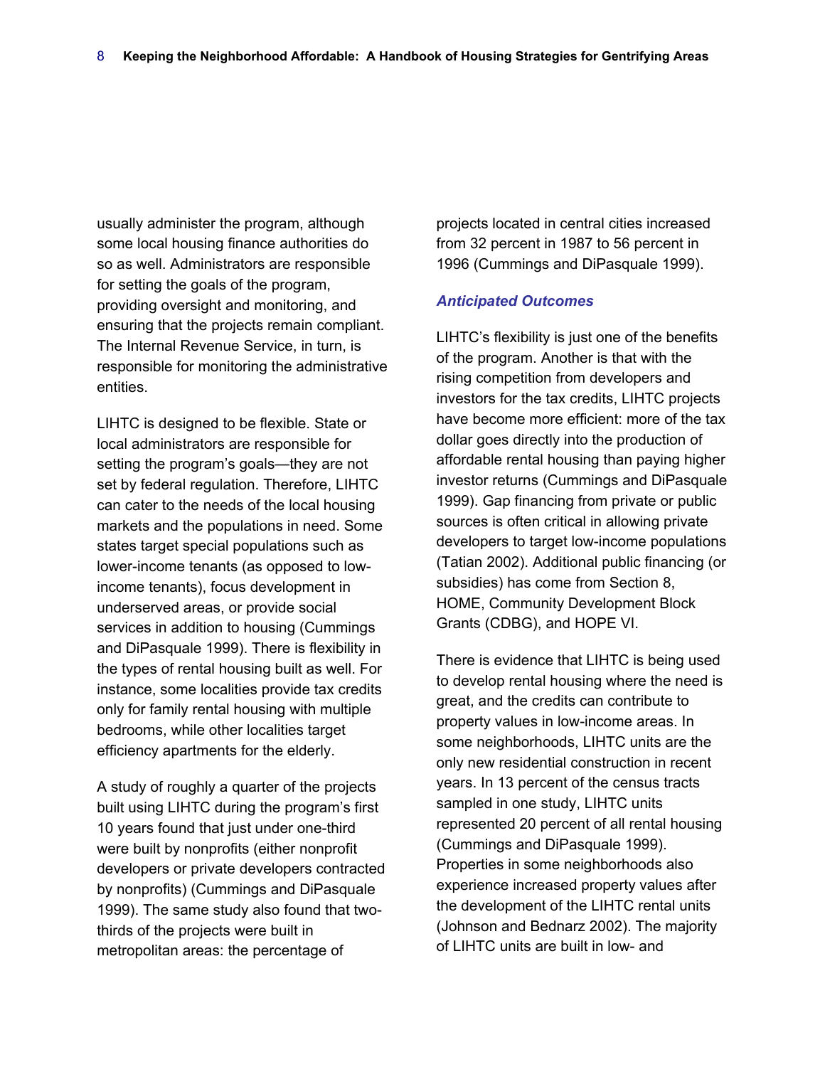usually administer the program, although some local housing finance authorities do so as well. Administrators are responsible for setting the goals of the program, providing oversight and monitoring, and ensuring that the projects remain compliant. The Internal Revenue Service, in turn, is responsible for monitoring the administrative entities.

LIHTC is designed to be flexible. State or local administrators are responsible for setting the program's goals—they are not set by federal regulation. Therefore, LIHTC can cater to the needs of the local housing markets and the populations in need. Some states target special populations such as lower-income tenants (as opposed to low-income tenants), focus development in underserved areas, or provide social services in addition to housing (Cummings and DiPasquale 1999). There is flexibility in the types of rental housing built as well. For instance, some localities provide tax credits only for family rental housing with multiple bedrooms, while other localities target efficiency apartments for the elderly.

A study of roughly a quarter of the projects built using LIHTC during the program's first 10 years found that just under one-third were built by nonprofits (either nonprofit developers or private developers contracted by nonprofits) (Cummings and DiPasquale 1999). The same study also found that two-thirds of the projects were built in metropolitan areas: the percentage of projects located in central cities increased from 32 percent in 1987 to 56 percent in 1996 (Cummings and DiPasquale 1999).

### *Anticipated Outcomes*

LIHTC's flexibility is just one of the benefits of the program. Another is that with the rising competition from developers and investors for the tax credits, LIHTC projects have become more efficient: more of the tax dollar goes directly into the production of affordable rental housing than paying higher investor returns (Cummings and DiPasquale 1999). Gap financing from private or public sources is often critical in allowing private developers to target low-income populations (Tatian 2002). Additional public financing (or subsidies) has come from Section 8, HOME, Community Development Block Grants (CDBG), and HOPE VI.

There is evidence that LIHTC is being used to develop rental housing where the need is great, and the credits can contribute to property values in low-income areas. In some neighborhoods, LIHTC units are the only new residential construction in recent years. In 13 percent of the census tracts sampled in one study, LIHTC units represented 20 percent of all rental housing (Cummings and DiPasquale 1999). Properties in some neighborhoods also experience increased property values after the development of the LIHTC rental units (Johnson and Bednarz 2002). The majority of LIHTC units are built in low- and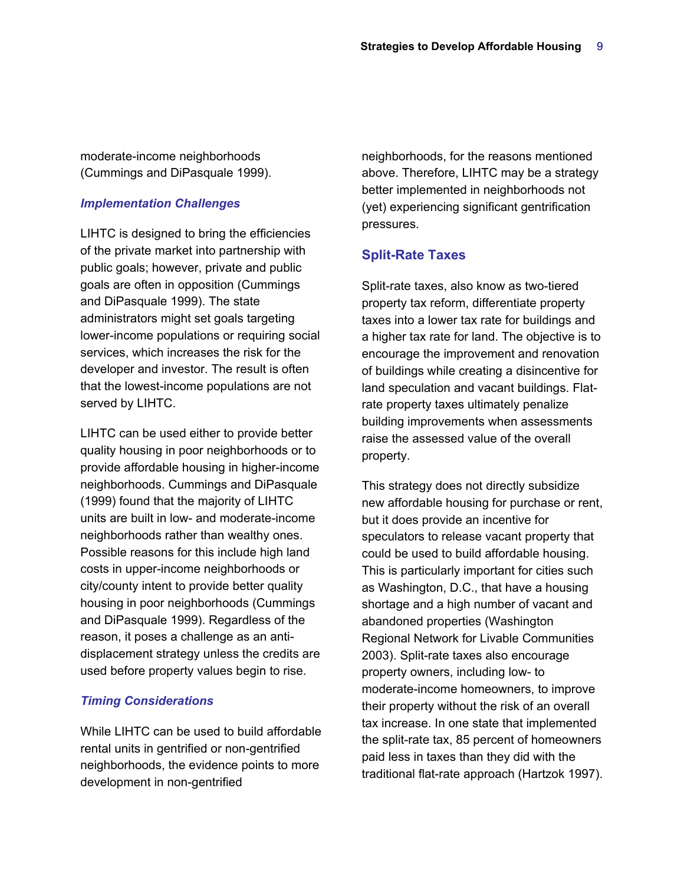moderate-income neighborhoods (Cummings and DiPasquale 1999).

### *Implementation Challenges*

LIHTC is designed to bring the efficiencies of the private market into partnership with public goals; however, private and public goals are often in opposition (Cummings and DiPasquale 1999). The state administrators might set goals targeting lower-income populations or requiring social services, which increases the risk for the developer and investor. The result is often that the lowest-income populations are not served by LIHTC.

LIHTC can be used either to provide better quality housing in poor neighborhoods or to provide affordable housing in higher-income neighborhoods. Cummings and DiPasquale (1999) found that the majority of LIHTC units are built in low- and moderate-income neighborhoods rather than wealthy ones. Possible reasons for this include high land costs in upper-income neighborhoods or city/county intent to provide better quality housing in poor neighborhoods (Cummings and DiPasquale 1999). Regardless of the reason, it poses a challenge as an anti-displacement strategy unless the credits are used before property values begin to rise.

### *Timing Considerations*

While LIHTC can be used to build affordable rental units in gentrified or non-gentrified neighborhoods, the evidence points to more development in non-gentrified neighborhoods, for the reasons mentioned above. Therefore, LIHTC may be a strategy better implemented in neighborhoods not (yet) experiencing significant gentrification pressures.

## Split-Rate Taxes

Split-rate taxes, also know as two-tiered property tax reform, differentiate property taxes into a lower tax rate for buildings and a higher tax rate for land. The objective is to encourage the improvement and renovation of buildings while creating a disincentive for land speculation and vacant buildings. Flat-rate property taxes ultimately penalize building improvements when assessments raise the assessed value of the overall property.

This strategy does not directly subsidize new affordable housing for purchase or rent, but it does provide an incentive for speculators to release vacant property that could be used to build affordable housing. This is particularly important for cities such as Washington, D.C., that have a housing shortage and a high number of vacant and abandoned properties (Washington Regional Network for Livable Communities 2003). Split-rate taxes also encourage property owners, including low- to moderate-income homeowners, to improve their property without the risk of an overall tax increase. In one state that implemented the split-rate tax, 85 percent of homeowners paid less in taxes than they did with the traditional flat-rate approach (Hartzok 1997).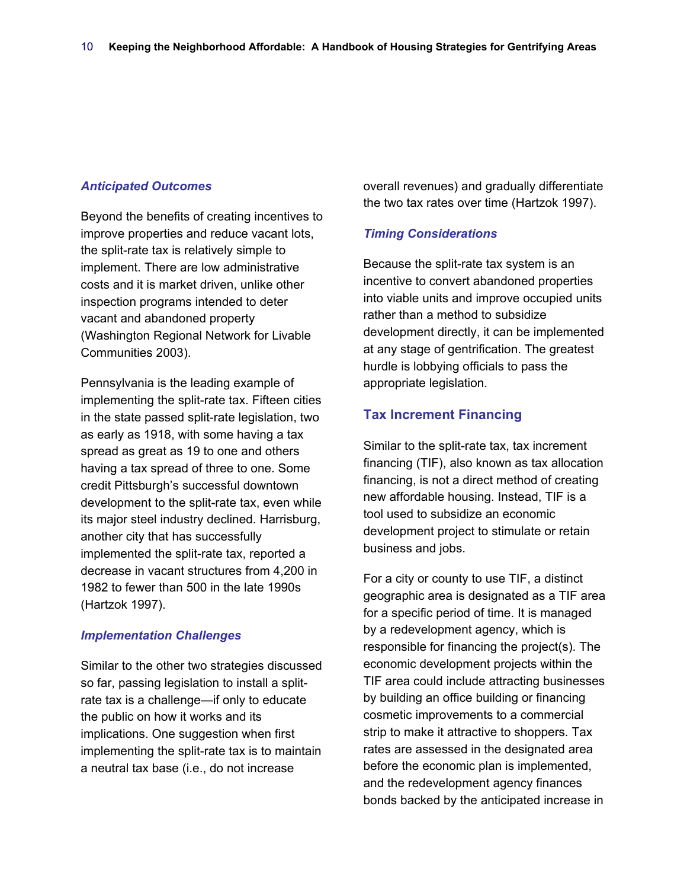### *Anticipated Outcomes*

Beyond the benefits of creating incentives to improve properties and reduce vacant lots, the split-rate tax is relatively simple to implement. There are low administrative costs and it is market driven, unlike other inspection programs intended to deter vacant and abandoned property (Washington Regional Network for Livable Communities 2003).

Pennsylvania is the leading example of implementing the split-rate tax. Fifteen cities in the state passed split-rate legislation, two as early as 1918, with some having a tax spread as great as 19 to one and others having a tax spread of three to one. Some credit Pittsburgh's successful downtown development to the split-rate tax, even while its major steel industry declined. Harrisburg, another city that has successfully implemented the split-rate tax, reported a decrease in vacant structures from 4,200 in 1982 to fewer than 500 in the late 1990s (Hartzok 1997).

### *Implementation Challenges*

Similar to the other two strategies discussed so far, passing legislation to install a split-rate tax is a challenge—if only to educate the public on how it works and its implications. One suggestion when first implementing the split-rate tax is to maintain a neutral tax base (i.e., do not increase overall revenues) and gradually differentiate the two tax rates over time (Hartzok 1997).

### *Timing Considerations*

Because the split-rate tax system is an incentive to convert abandoned properties into viable units and improve occupied units rather than a method to subsidize development directly, it can be implemented at any stage of gentrification. The greatest hurdle is lobbying officials to pass the appropriate legislation.

## Tax Increment Financing

Similar to the split-rate tax, tax increment financing (TIF), also known as tax allocation financing, is not a direct method of creating new affordable housing. Instead, TIF is a tool used to subsidize an economic development project to stimulate or retain business and jobs.

For a city or county to use TIF, a distinct geographic area is designated as a TIF area for a specific period of time. It is managed by a redevelopment agency, which is responsible for financing the project(s). The economic development projects within the TIF area could include attracting businesses by building an office building or financing cosmetic improvements to a commercial strip to make it attractive to shoppers. Tax rates are assessed in the designated area before the economic plan is implemented, and the redevelopment agency finances bonds backed by the anticipated increase in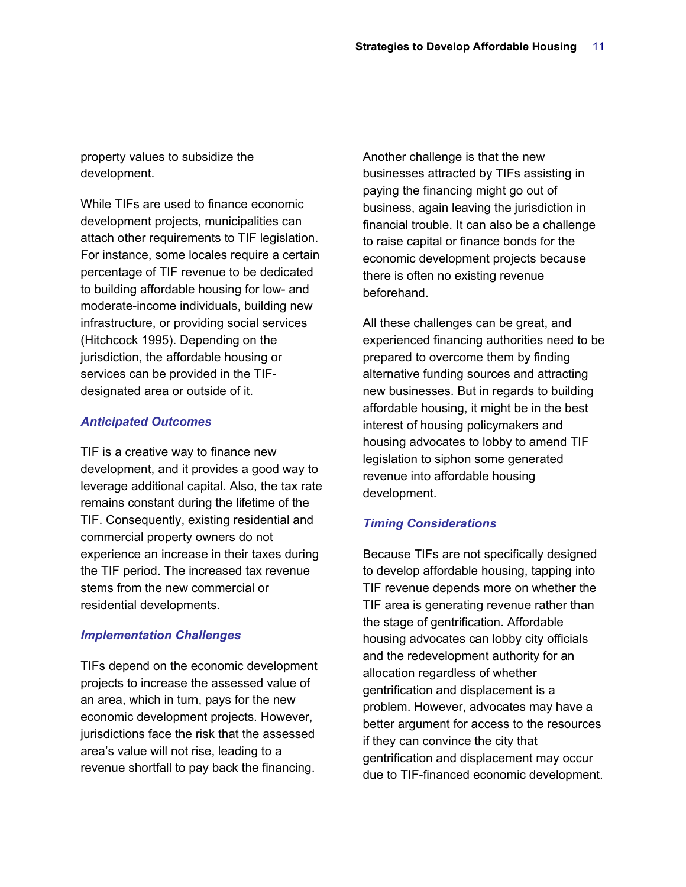property values to subsidize the development.

While TIFs are used to finance economic development projects, municipalities can attach other requirements to TIF legislation. For instance, some locales require a certain percentage of TIF revenue to be dedicated to building affordable housing for low- and moderate-income individuals, building new infrastructure, or providing social services (Hitchcock 1995). Depending on the jurisdiction, the affordable housing or services can be provided in the TIF-designated area or outside of it.

### *Anticipated Outcomes*

TIF is a creative way to finance new development, and it provides a good way to leverage additional capital. Also, the tax rate remains constant during the lifetime of the TIF. Consequently, existing residential and commercial property owners do not experience an increase in their taxes during the TIF period. The increased tax revenue stems from the new commercial or residential developments.

### *Implementation Challenges*

TIFs depend on the economic development projects to increase the assessed value of an area, which in turn, pays for the new economic development projects. However, jurisdictions face the risk that the assessed area's value will not rise, leading to a revenue shortfall to pay back the financing.

Another challenge is that the new businesses attracted by TIFs assisting in paying the financing might go out of business, again leaving the jurisdiction in financial trouble. It can also be a challenge to raise capital or finance bonds for the economic development projects because there is often no existing revenue beforehand.

All these challenges can be great, and experienced financing authorities need to be prepared to overcome them by finding alternative funding sources and attracting new businesses. But in regards to building affordable housing, it might be in the best interest of housing policymakers and housing advocates to lobby to amend TIF legislation to siphon some generated revenue into affordable housing development.

### *Timing Considerations*

Because TIFs are not specifically designed to develop affordable housing, tapping into TIF revenue depends more on whether the TIF area is generating revenue rather than the stage of gentrification. Affordable housing advocates can lobby city officials and the redevelopment authority for an allocation regardless of whether gentrification and displacement is a problem. However, advocates may have a better argument for access to the resources if they can convince the city that gentrification and displacement may occur due to TIF-financed economic development.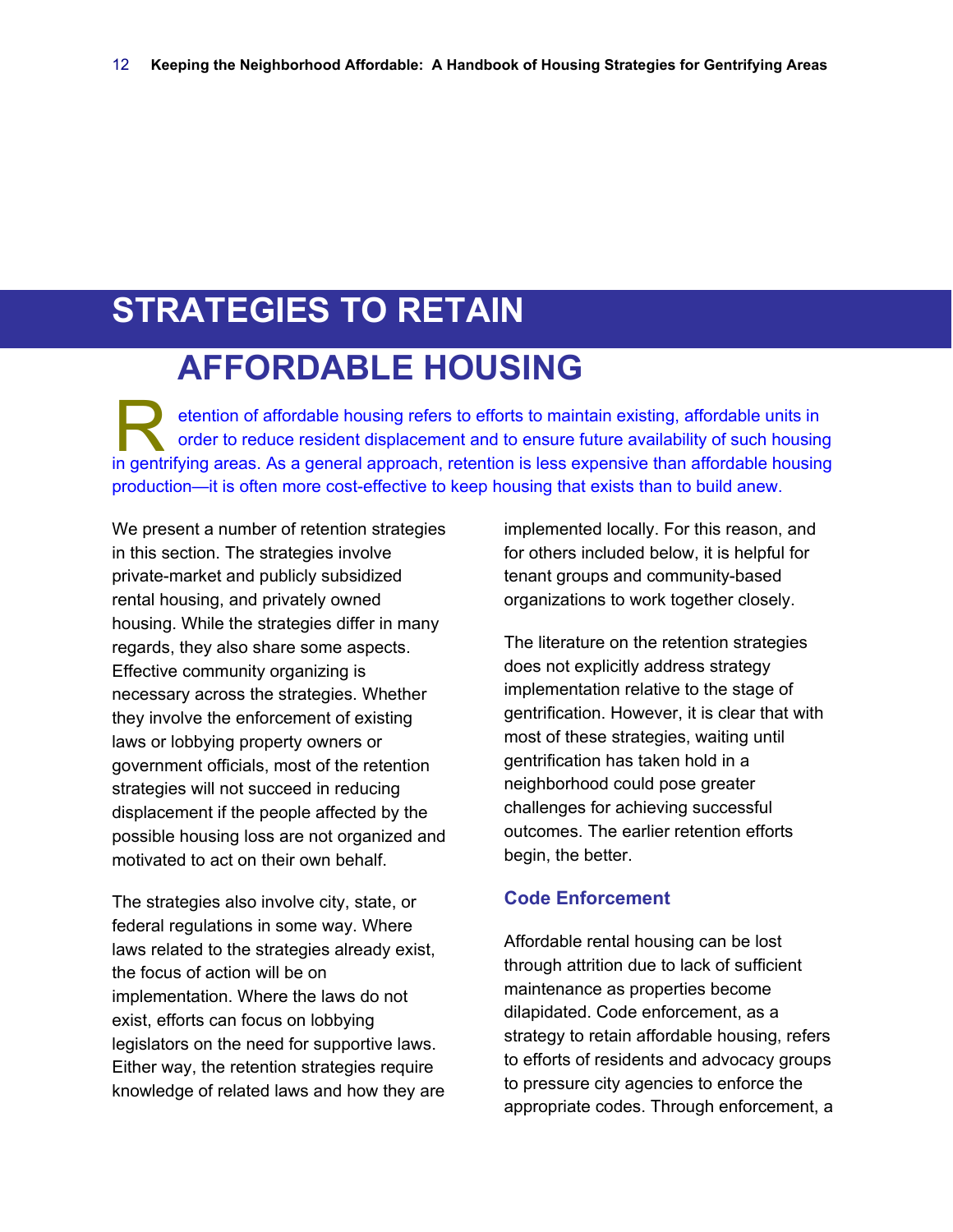# STRATEGIES TO RETAIN AFFORDABLE HOUSING

Retention of affordable housing refers to efforts to maintain existing, affordable units in order to reduce resident displacement and to ensure future availability of such housing in gentrifying areas. As a general approach, retention is less expensive than affordable housing production—it is often more cost-effective to keep housing that exists than to build anew.

We present a number of retention strategies in this section. The strategies involve private-market and publicly subsidized rental housing, and privately owned housing. While the strategies differ in many regards, they also share some aspects. Effective community organizing is necessary across the strategies. Whether they involve the enforcement of existing laws or lobbying property owners or government officials, most of the retention strategies will not succeed in reducing displacement if the people affected by the possible housing loss are not organized and motivated to act on their own behalf.

The strategies also involve city, state, or federal regulations in some way. Where laws related to the strategies already exist, the focus of action will be on implementation. Where the laws do not exist, efforts can focus on lobbying legislators on the need for supportive laws. Either way, the retention strategies require knowledge of related laws and how they are implemented locally. For this reason, and for others included below, it is helpful for tenant groups and community-based organizations to work together closely.

The literature on the retention strategies does not explicitly address strategy implementation relative to the stage of gentrification. However, it is clear that with most of these strategies, waiting until gentrification has taken hold in a neighborhood could pose greater challenges for achieving successful outcomes. The earlier retention efforts begin, the better.

### Code Enforcement

Affordable rental housing can be lost through attrition due to lack of sufficient maintenance as properties become dilapidated. Code enforcement, as a strategy to retain affordable housing, refers to efforts of residents and advocacy groups to pressure city agencies to enforce the appropriate codes. Through enforcement, a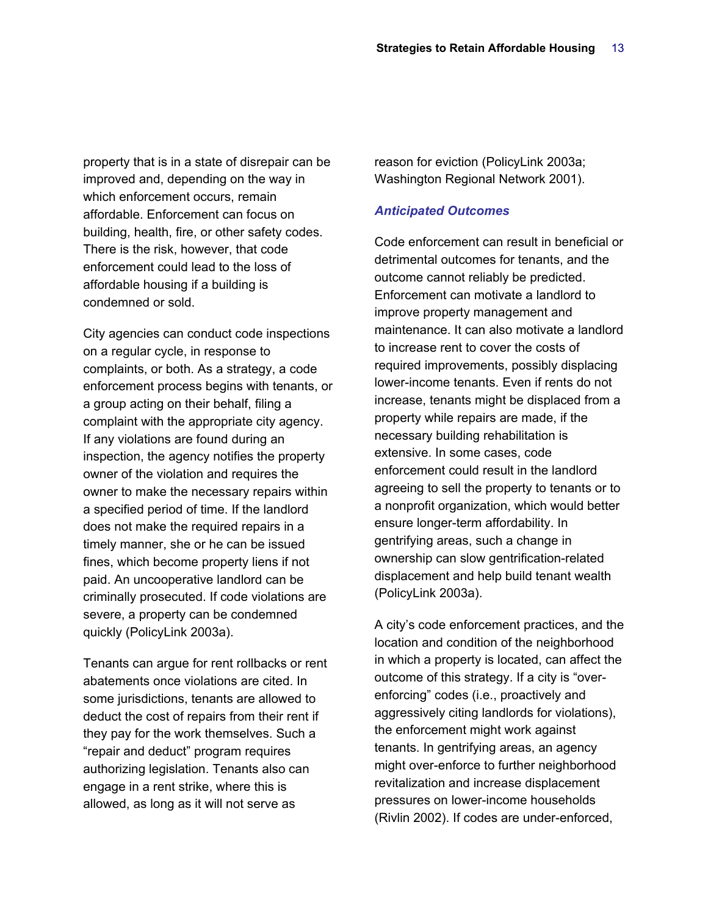property that is in a state of disrepair can be improved and, depending on the way in which enforcement occurs, remain affordable. Enforcement can focus on building, health, fire, or other safety codes. There is the risk, however, that code enforcement could lead to the loss of affordable housing if a building is condemned or sold.

City agencies can conduct code inspections on a regular cycle, in response to complaints, or both. As a strategy, a code enforcement process begins with tenants, or a group acting on their behalf, filing a complaint with the appropriate city agency. If any violations are found during an inspection, the agency notifies the property owner of the violation and requires the owner to make the necessary repairs within a specified period of time. If the landlord does not make the required repairs in a timely manner, she or he can be issued fines, which become property liens if not paid. An uncooperative landlord can be criminally prosecuted. If code violations are severe, a property can be condemned quickly (PolicyLink 2003a).

Tenants can argue for rent rollbacks or rent abatements once violations are cited. In some jurisdictions, tenants are allowed to deduct the cost of repairs from their rent if they pay for the work themselves. Such a "repair and deduct" program requires authorizing legislation. Tenants also can engage in a rent strike, where this is allowed, as long as it will not serve as reason for eviction (PolicyLink 2003a; Washington Regional Network 2001).

### *Anticipated Outcomes*

Code enforcement can result in beneficial or detrimental outcomes for tenants, and the outcome cannot reliably be predicted. Enforcement can motivate a landlord to improve property management and maintenance. It can also motivate a landlord to increase rent to cover the costs of required improvements, possibly displacing lower-income tenants. Even if rents do not increase, tenants might be displaced from a property while repairs are made, if the necessary building rehabilitation is extensive. In some cases, code enforcement could result in the landlord agreeing to sell the property to tenants or to a nonprofit organization, which would better ensure longer-term affordability. In gentrifying areas, such a change in ownership can slow gentrification-related displacement and help build tenant wealth (PolicyLink 2003a).

A city's code enforcement practices, and the location and condition of the neighborhood in which a property is located, can affect the outcome of this strategy. If a city is "over-enforcing" codes (i.e., proactively and aggressively citing landlords for violations), the enforcement might work against tenants. In gentrifying areas, an agency might over-enforce to further neighborhood revitalization and increase displacement pressures on lower-income households (Rivlin 2002). If codes are under-enforced,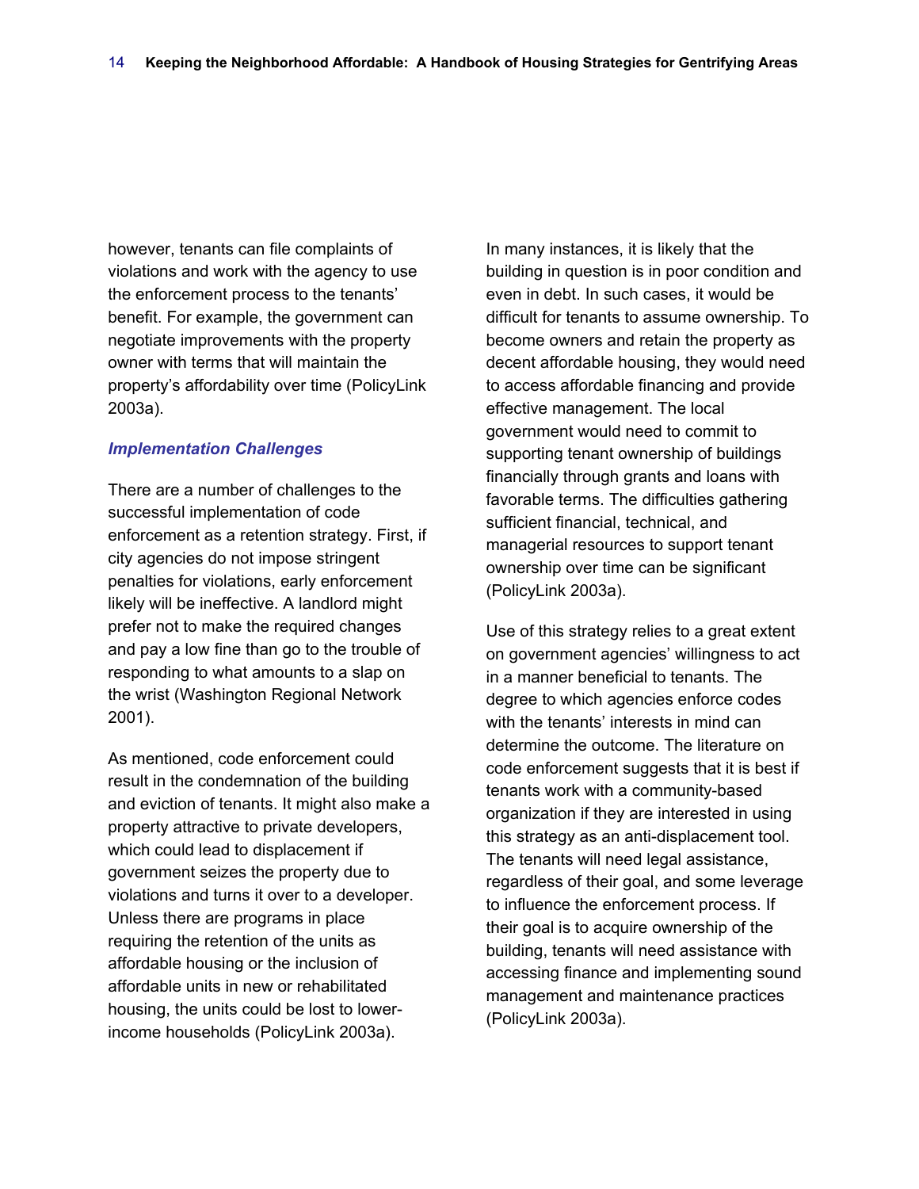however, tenants can file complaints of violations and work with the agency to use the enforcement process to the tenants' benefit. For example, the government can negotiate improvements with the property owner with terms that will maintain the property's affordability over time (PolicyLink 2003a).

### *Implementation Challenges*

There are a number of challenges to the successful implementation of code enforcement as a retention strategy. First, if city agencies do not impose stringent penalties for violations, early enforcement likely will be ineffective. A landlord might prefer not to make the required changes and pay a low fine than go to the trouble of responding to what amounts to a slap on the wrist (Washington Regional Network 2001).

As mentioned, code enforcement could result in the condemnation of the building and eviction of tenants. It might also make a property attractive to private developers, which could lead to displacement if government seizes the property due to violations and turns it over to a developer. Unless there are programs in place requiring the retention of the units as affordable housing or the inclusion of affordable units in new or rehabilitated housing, the units could be lost to lower-income households (PolicyLink 2003a).

In many instances, it is likely that the building in question is in poor condition and even in debt. In such cases, it would be difficult for tenants to assume ownership. To become owners and retain the property as decent affordable housing, they would need to access affordable financing and provide effective management. The local government would need to commit to supporting tenant ownership of buildings financially through grants and loans with favorable terms. The difficulties gathering sufficient financial, technical, and managerial resources to support tenant ownership over time can be significant (PolicyLink 2003a).

Use of this strategy relies to a great extent on government agencies' willingness to act in a manner beneficial to tenants. The degree to which agencies enforce codes with the tenants' interests in mind can determine the outcome. The literature on code enforcement suggests that it is best if tenants work with a community-based organization if they are interested in using this strategy as an anti-displacement tool. The tenants will need legal assistance, regardless of their goal, and some leverage to influence the enforcement process. If their goal is to acquire ownership of the building, tenants will need assistance with accessing finance and implementing sound management and maintenance practices (PolicyLink 2003a).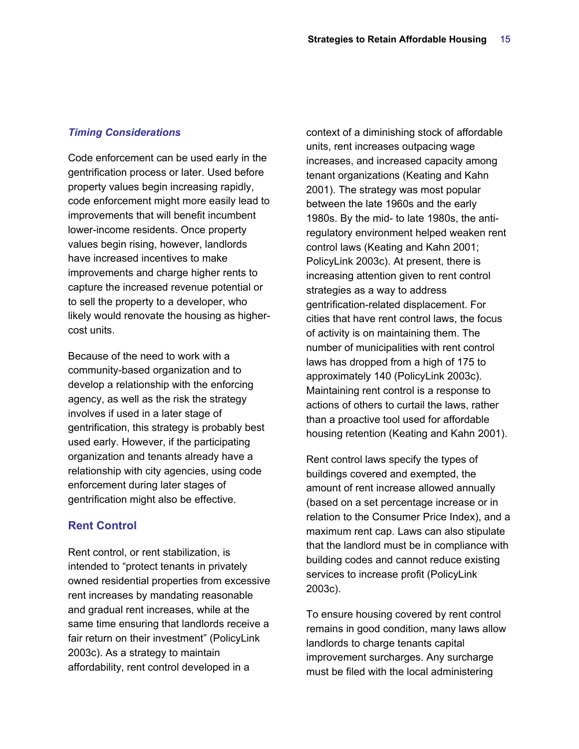### *Timing Considerations*

Code enforcement can be used early in the gentrification process or later. Used before property values begin increasing rapidly, code enforcement might more easily lead to improvements that will benefit incumbent lower-income residents. Once property values begin rising, however, landlords have increased incentives to make improvements and charge higher rents to capture the increased revenue potential or to sell the property to a developer, who likely would renovate the housing as higher-cost units.

Because of the need to work with a community-based organization and to develop a relationship with the enforcing agency, as well as the risk the strategy involves if used in a later stage of gentrification, this strategy is probably best used early. However, if the participating organization and tenants already have a relationship with city agencies, using code enforcement during later stages of gentrification might also be effective.

## Rent Control

Rent control, or rent stabilization, is intended to "protect tenants in privately owned residential properties from excessive rent increases by mandating reasonable and gradual rent increases, while at the same time ensuring that landlords receive a fair return on their investment" (PolicyLink 2003c). As a strategy to maintain affordability, rent control developed in a context of a diminishing stock of affordable units, rent increases outpacing wage increases, and increased capacity among tenant organizations (Keating and Kahn 2001). The strategy was most popular between the late 1960s and the early 1980s. By the mid- to late 1980s, the anti-regulatory environment helped weaken rent control laws (Keating and Kahn 2001; PolicyLink 2003c). At present, there is increasing attention given to rent control strategies as a way to address gentrification-related displacement. For cities that have rent control laws, the focus of activity is on maintaining them. The number of municipalities with rent control laws has dropped from a high of 175 to approximately 140 (PolicyLink 2003c). Maintaining rent control is a response to actions of others to curtail the laws, rather than a proactive tool used for affordable housing retention (Keating and Kahn 2001).

Rent control laws specify the types of buildings covered and exempted, the amount of rent increase allowed annually (based on a set percentage increase or in relation to the Consumer Price Index), and a maximum rent cap. Laws can also stipulate that the landlord must be in compliance with building codes and cannot reduce existing services to increase profit (PolicyLink 2003c).

To ensure housing covered by rent control remains in good condition, many laws allow landlords to charge tenants capital improvement surcharges. Any surcharge must be filed with the local administering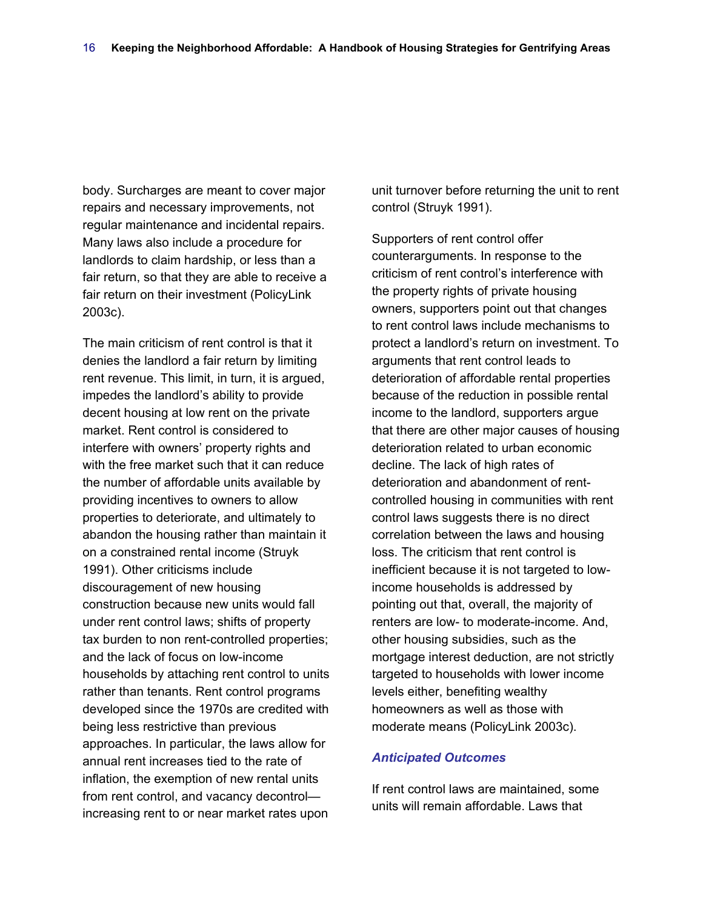body. Surcharges are meant to cover major repairs and necessary improvements, not regular maintenance and incidental repairs. Many laws also include a procedure for landlords to claim hardship, or less than a fair return, so that they are able to receive a fair return on their investment (PolicyLink 2003c).

The main criticism of rent control is that it denies the landlord a fair return by limiting rent revenue. This limit, in turn, it is argued, impedes the landlord's ability to provide decent housing at low rent on the private market. Rent control is considered to interfere with owners' property rights and with the free market such that it can reduce the number of affordable units available by providing incentives to owners to allow properties to deteriorate, and ultimately to abandon the housing rather than maintain it on a constrained rental income (Struyk 1991). Other criticisms include discouragement of new housing construction because new units would fall under rent control laws; shifts of property tax burden to non rent-controlled properties; and the lack of focus on low-income households by attaching rent control to units rather than tenants. Rent control programs developed since the 1970s are credited with being less restrictive than previous approaches. In particular, the laws allow for annual rent increases tied to the rate of inflation, the exemption of new rental units from rent control, and vacancy decontrol—increasing rent to or near market rates upon unit turnover before returning the unit to rent control (Struyk 1991).

Supporters of rent control offer counterarguments. In response to the criticism of rent control's interference with the property rights of private housing owners, supporters point out that changes to rent control laws include mechanisms to protect a landlord's return on investment. To arguments that rent control leads to deterioration of affordable rental properties because of the reduction in possible rental income to the landlord, supporters argue that there are other major causes of housing deterioration related to urban economic decline. The lack of high rates of deterioration and abandonment of rent-controlled housing in communities with rent control laws suggests there is no direct correlation between the laws and housing loss. The criticism that rent control is inefficient because it is not targeted to low-income households is addressed by pointing out that, overall, the majority of renters are low- to moderate-income. And, other housing subsidies, such as the mortgage interest deduction, are not strictly targeted to households with lower income levels either, benefiting wealthy homeowners as well as those with moderate means (PolicyLink 2003c).

### *Anticipated Outcomes*

If rent control laws are maintained, some units will remain affordable. Laws that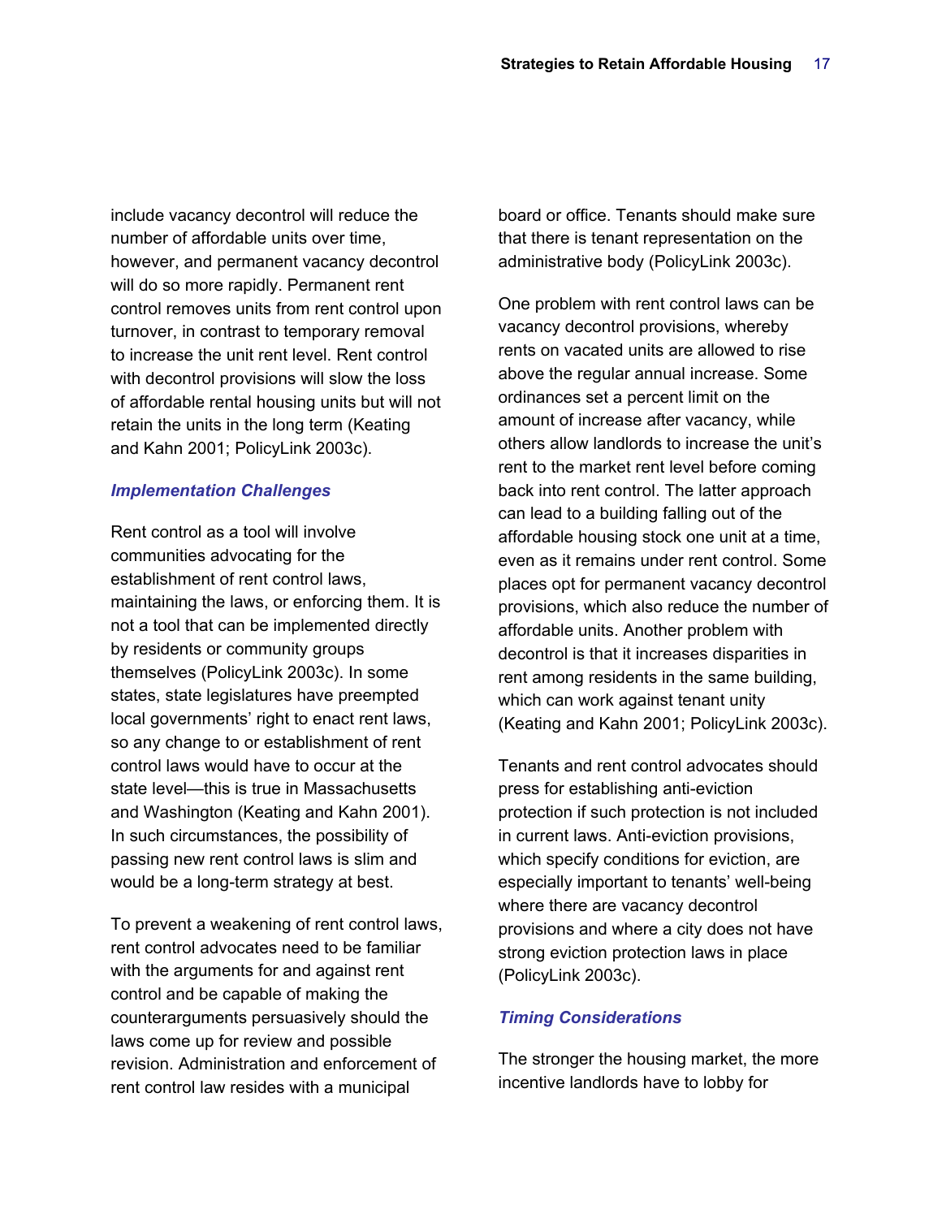include vacancy decontrol will reduce the number of affordable units over time, however, and permanent vacancy decontrol will do so more rapidly. Permanent rent control removes units from rent control upon turnover, in contrast to temporary removal to increase the unit rent level. Rent control with decontrol provisions will slow the loss of affordable rental housing units but will not retain the units in the long term (Keating and Kahn 2001; PolicyLink 2003c).

### *Implementation Challenges*

Rent control as a tool will involve communities advocating for the establishment of rent control laws, maintaining the laws, or enforcing them. It is not a tool that can be implemented directly by residents or community groups themselves (PolicyLink 2003c). In some states, state legislatures have preempted local governments' right to enact rent laws, so any change to or establishment of rent control laws would have to occur at the state level—this is true in Massachusetts and Washington (Keating and Kahn 2001). In such circumstances, the possibility of passing new rent control laws is slim and would be a long-term strategy at best.

To prevent a weakening of rent control laws, rent control advocates need to be familiar with the arguments for and against rent control and be capable of making the counterarguments persuasively should the laws come up for review and possible revision. Administration and enforcement of rent control law resides with a municipal board or office. Tenants should make sure that there is tenant representation on the administrative body (PolicyLink 2003c).

One problem with rent control laws can be vacancy decontrol provisions, whereby rents on vacated units are allowed to rise above the regular annual increase. Some ordinances set a percent limit on the amount of increase after vacancy, while others allow landlords to increase the unit's rent to the market rent level before coming back into rent control. The latter approach can lead to a building falling out of the affordable housing stock one unit at a time, even as it remains under rent control. Some places opt for permanent vacancy decontrol provisions, which also reduce the number of affordable units. Another problem with decontrol is that it increases disparities in rent among residents in the same building, which can work against tenant unity (Keating and Kahn 2001; PolicyLink 2003c).

Tenants and rent control advocates should press for establishing anti-eviction protection if such protection is not included in current laws. Anti-eviction provisions, which specify conditions for eviction, are especially important to tenants' well-being where there are vacancy decontrol provisions and where a city does not have strong eviction protection laws in place (PolicyLink 2003c).

### *Timing Considerations*

The stronger the housing market, the more incentive landlords have to lobby for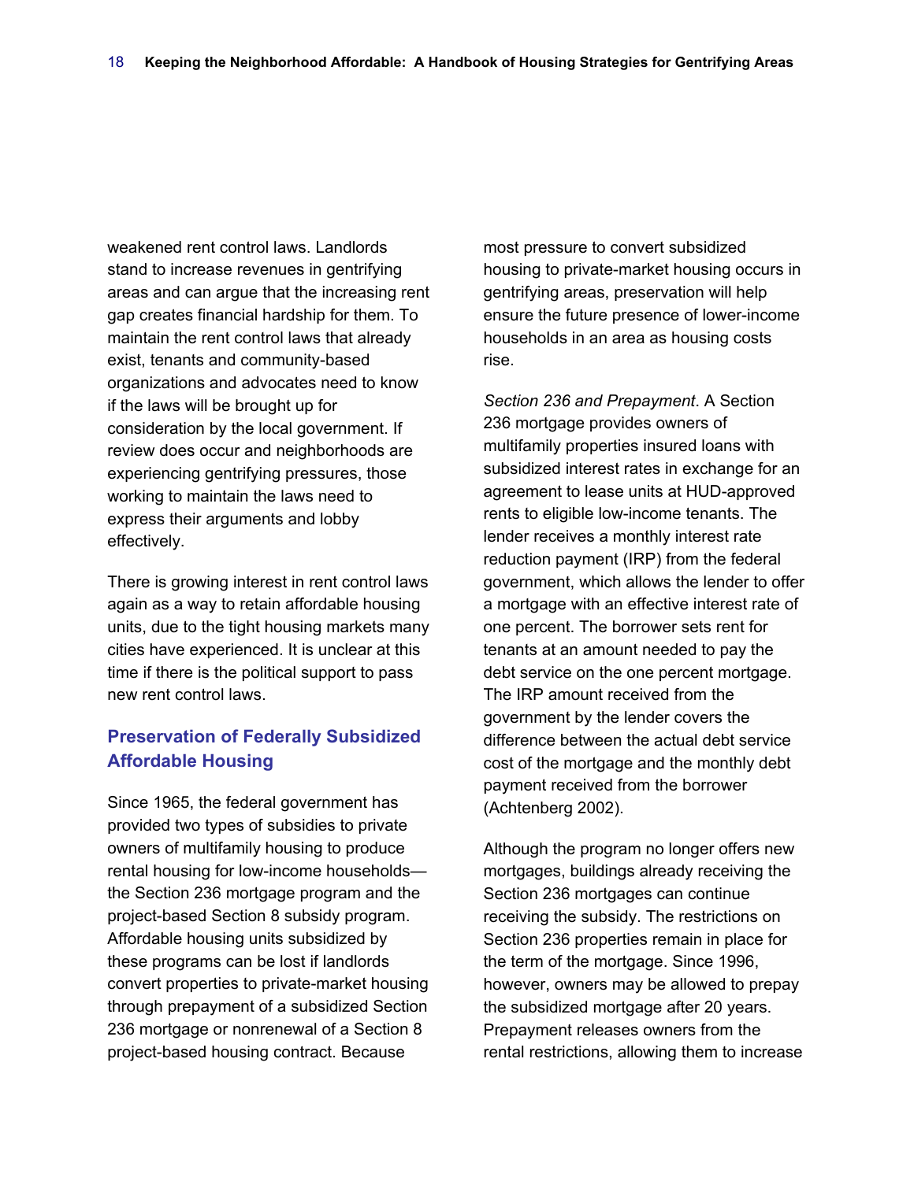weakened rent control laws. Landlords stand to increase revenues in gentrifying areas and can argue that the increasing rent gap creates financial hardship for them. To maintain the rent control laws that already exist, tenants and community-based organizations and advocates need to know if the laws will be brought up for consideration by the local government. If review does occur and neighborhoods are experiencing gentrifying pressures, those working to maintain the laws need to express their arguments and lobby effectively.

There is growing interest in rent control laws again as a way to retain affordable housing units, due to the tight housing markets many cities have experienced. It is unclear at this time if there is the political support to pass new rent control laws.

## Preservation of Federally Subsidized Affordable Housing

Since 1965, the federal government has provided two types of subsidies to private owners of multifamily housing to produce rental housing for low-income households—the Section 236 mortgage program and the project-based Section 8 subsidy program. Affordable housing units subsidized by these programs can be lost if landlords convert properties to private-market housing through prepayment of a subsidized Section 236 mortgage or nonrenewal of a Section 8 project-based housing contract. Because most pressure to convert subsidized housing to private-market housing occurs in gentrifying areas, preservation will help ensure the future presence of lower-income households in an area as housing costs rise.

*Section 236 and Prepayment*. A Section 236 mortgage provides owners of multifamily properties insured loans with subsidized interest rates in exchange for an agreement to lease units at HUD-approved rents to eligible low-income tenants. The lender receives a monthly interest rate reduction payment (IRP) from the federal government, which allows the lender to offer a mortgage with an effective interest rate of one percent. The borrower sets rent for tenants at an amount needed to pay the debt service on the one percent mortgage. The IRP amount received from the government by the lender covers the difference between the actual debt service cost of the mortgage and the monthly debt payment received from the borrower (Achtenberg 2002).

Although the program no longer offers new mortgages, buildings already receiving the Section 236 mortgages can continue receiving the subsidy. The restrictions on Section 236 properties remain in place for the term of the mortgage. Since 1996, however, owners may be allowed to prepay the subsidized mortgage after 20 years. Prepayment releases owners from the rental restrictions, allowing them to increase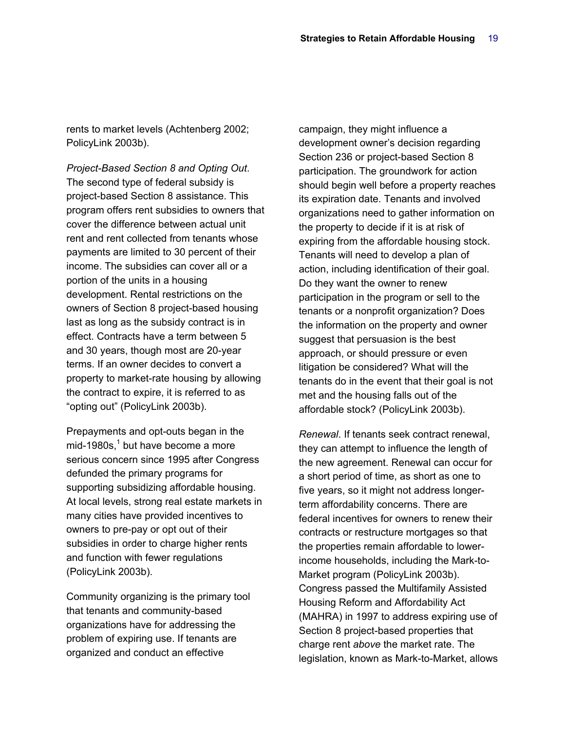rents to market levels (Achtenberg 2002; PolicyLink 2003b).

*Project-Based Section 8 and Opting Out*. The second type of federal subsidy is project-based Section 8 assistance. This program offers rent subsidies to owners that cover the difference between actual unit rent and rent collected from tenants whose payments are limited to 30 percent of their income. The subsidies can cover all or a portion of the units in a housing development. Rental restrictions on the owners of Section 8 project-based housing last as long as the subsidy contract is in effect. Contracts have a term between 5 and 30 years, though most are 20-year terms. If an owner decides to convert a property to market-rate housing by allowing the contract to expire, it is referred to as "opting out" (PolicyLink 2003b).

Prepayments and opt-outs began in the mid-1980s,[1] but have become a more serious concern since 1995 after Congress defunded the primary programs for supporting subsidizing affordable housing. At local levels, strong real estate markets in many cities have provided incentives to owners to pre-pay or opt out of their subsidies in order to charge higher rents and function with fewer regulations (PolicyLink 2003b).

Community organizing is the primary tool that tenants and community-based organizations have for addressing the problem of expiring use. If tenants are organized and conduct an effective campaign, they might influence a development owner's decision regarding Section 236 or project-based Section 8 participation. The groundwork for action should begin well before a property reaches its expiration date. Tenants and involved organizations need to gather information on the property to decide if it is at risk of expiring from the affordable housing stock. Tenants will need to develop a plan of action, including identification of their goal. Do they want the owner to renew participation in the program or sell to the tenants or a nonprofit organization? Does the information on the property and owner suggest that persuasion is the best approach, or should pressure or even litigation be considered? What will the tenants do in the event that their goal is not met and the housing falls out of the affordable stock? (PolicyLink 2003b).

*Renewal*. If tenants seek contract renewal, they can attempt to influence the length of the new agreement. Renewal can occur for a short period of time, as short as one to five years, so it might not address longer-term affordability concerns. There are federal incentives for owners to renew their contracts or restructure mortgages so that the properties remain affordable to lower-income households, including the Mark-to-Market program (PolicyLink 2003b). Congress passed the Multifamily Assisted Housing Reform and Affordability Act (MAHRA) in 1997 to address expiring use of Section 8 project-based properties that charge rent *above* the market rate. The legislation, known as Mark-to-Market, allows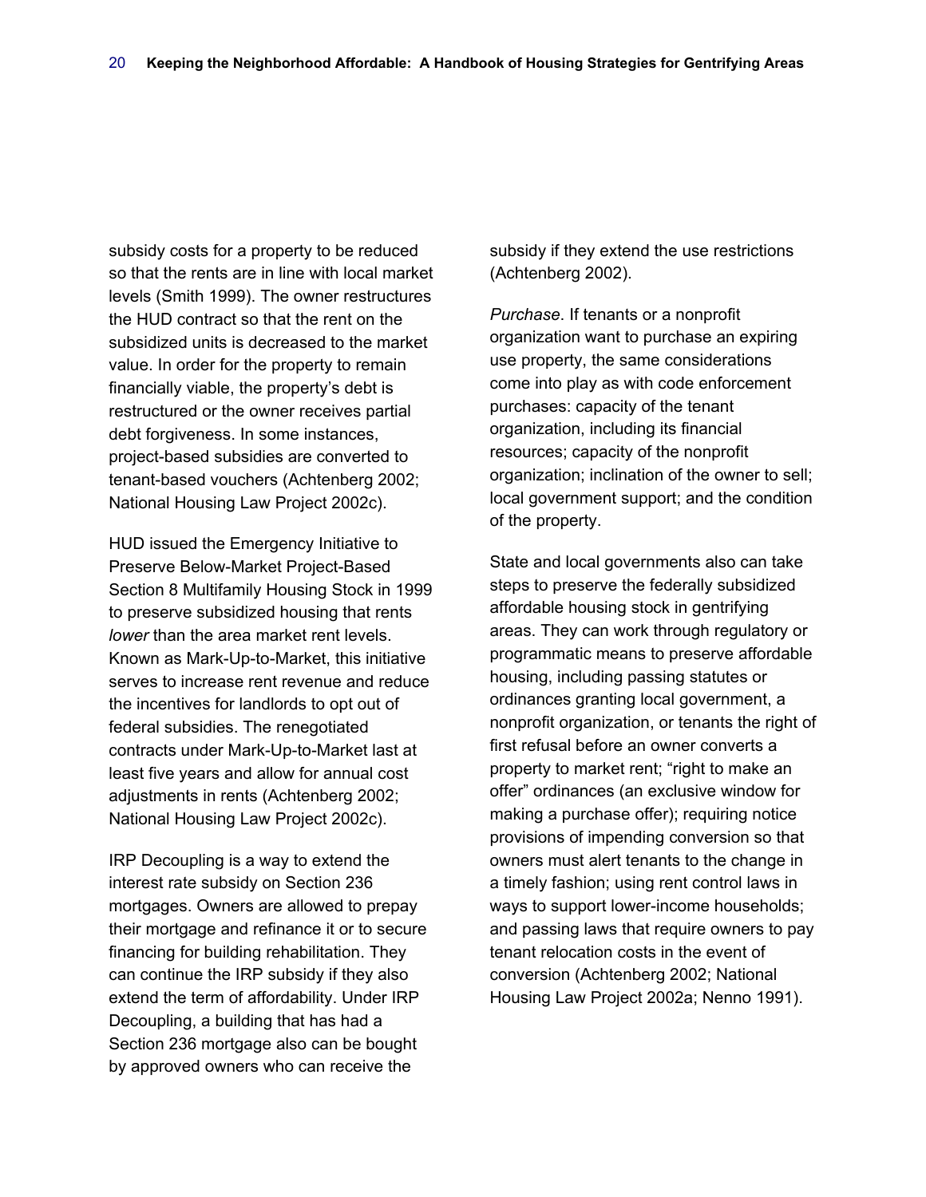subsidy costs for a property to be reduced so that the rents are in line with local market levels (Smith 1999). The owner restructures the HUD contract so that the rent on the subsidized units is decreased to the market value. In order for the property to remain financially viable, the property's debt is restructured or the owner receives partial debt forgiveness. In some instances, project-based subsidies are converted to tenant-based vouchers (Achtenberg 2002; National Housing Law Project 2002c).

HUD issued the Emergency Initiative to Preserve Below-Market Project-Based Section 8 Multifamily Housing Stock in 1999 to preserve subsidized housing that rents *lower* than the area market rent levels. Known as Mark-Up-to-Market, this initiative serves to increase rent revenue and reduce the incentives for landlords to opt out of federal subsidies. The renegotiated contracts under Mark-Up-to-Market last at least five years and allow for annual cost adjustments in rents (Achtenberg 2002; National Housing Law Project 2002c).

IRP Decoupling is a way to extend the interest rate subsidy on Section 236 mortgages. Owners are allowed to prepay their mortgage and refinance it or to secure financing for building rehabilitation. They can continue the IRP subsidy if they also extend the term of affordability. Under IRP Decoupling, a building that has had a Section 236 mortgage also can be bought by approved owners who can receive the subsidy if they extend the use restrictions (Achtenberg 2002).

*Purchase*. If tenants or a nonprofit organization want to purchase an expiring use property, the same considerations come into play as with code enforcement purchases: capacity of the tenant organization, including its financial resources; capacity of the nonprofit organization; inclination of the owner to sell; local government support; and the condition of the property.

State and local governments also can take steps to preserve the federally subsidized affordable housing stock in gentrifying areas. They can work through regulatory or programmatic means to preserve affordable housing, including passing statutes or ordinances granting local government, a nonprofit organization, or tenants the right of first refusal before an owner converts a property to market rent; "right to make an offer" ordinances (an exclusive window for making a purchase offer); requiring notice provisions of impending conversion so that owners must alert tenants to the change in a timely fashion; using rent control laws in ways to support lower-income households; and passing laws that require owners to pay tenant relocation costs in the event of conversion (Achtenberg 2002; National Housing Law Project 2002a; Nenno 1991).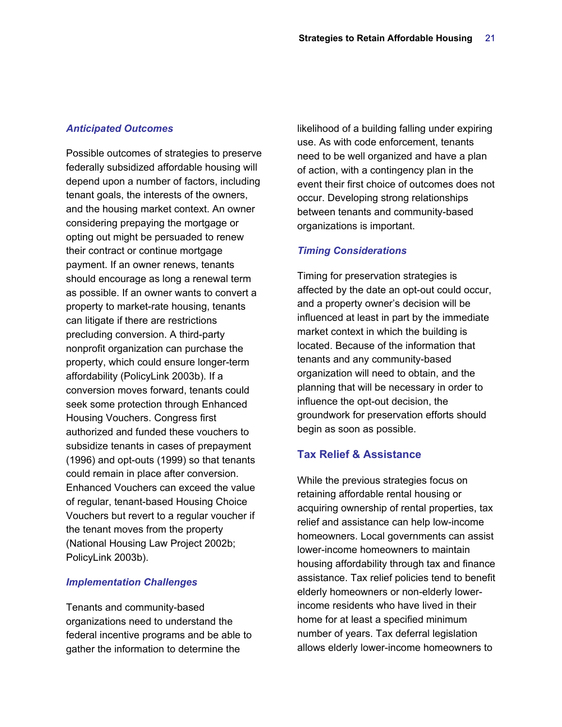### *Anticipated Outcomes*

Possible outcomes of strategies to preserve federally subsidized affordable housing will depend upon a number of factors, including tenant goals, the interests of the owners, and the housing market context. An owner considering prepaying the mortgage or opting out might be persuaded to renew their contract or continue mortgage payment. If an owner renews, tenants should encourage as long a renewal term as possible. If an owner wants to convert a property to market-rate housing, tenants can litigate if there are restrictions precluding conversion. A third-party nonprofit organization can purchase the property, which could ensure longer-term affordability (PolicyLink 2003b). If a conversion moves forward, tenants could seek some protection through Enhanced Housing Vouchers. Congress first authorized and funded these vouchers to subsidize tenants in cases of prepayment (1996) and opt-outs (1999) so that tenants could remain in place after conversion. Enhanced Vouchers can exceed the value of regular, tenant-based Housing Choice Vouchers but revert to a regular voucher if the tenant moves from the property (National Housing Law Project 2002b; PolicyLink 2003b).

### *Implementation Challenges*

Tenants and community-based organizations need to understand the federal incentive programs and be able to gather the information to determine the likelihood of a building falling under expiring use. As with code enforcement, tenants need to be well organized and have a plan of action, with a contingency plan in the event their first choice of outcomes does not occur. Developing strong relationships between tenants and community-based organizations is important.

### *Timing Considerations*

Timing for preservation strategies is affected by the date an opt-out could occur, and a property owner's decision will be influenced at least in part by the immediate market context in which the building is located. Because of the information that tenants and any community-based organization will need to obtain, and the planning that will be necessary in order to influence the opt-out decision, the groundwork for preservation efforts should begin as soon as possible.

## Tax Relief & Assistance

While the previous strategies focus on retaining affordable rental housing or acquiring ownership of rental properties, tax relief and assistance can help low-income homeowners. Local governments can assist lower-income homeowners to maintain housing affordability through tax and finance assistance. Tax relief policies tend to benefit elderly homeowners or non-elderly lower-income residents who have lived in their home for at least a specified minimum number of years. Tax deferral legislation allows elderly lower-income homeowners to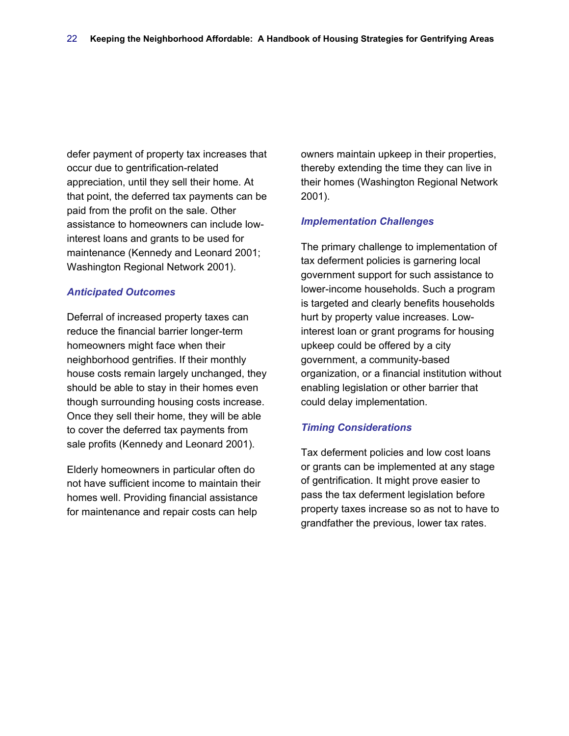defer payment of property tax increases that occur due to gentrification-related appreciation, until they sell their home. At that point, the deferred tax payments can be paid from the profit on the sale. Other assistance to homeowners can include low-interest loans and grants to be used for maintenance (Kennedy and Leonard 2001; Washington Regional Network 2001).

### *Anticipated Outcomes*

Deferral of increased property taxes can reduce the financial barrier longer-term homeowners might face when their neighborhood gentrifies. If their monthly house costs remain largely unchanged, they should be able to stay in their homes even though surrounding housing costs increase. Once they sell their home, they will be able to cover the deferred tax payments from sale profits (Kennedy and Leonard 2001).

Elderly homeowners in particular often do not have sufficient income to maintain their homes well. Providing financial assistance for maintenance and repair costs can help owners maintain upkeep in their properties, thereby extending the time they can live in their homes (Washington Regional Network 2001).

### *Implementation Challenges*

The primary challenge to implementation of tax deferment policies is garnering local government support for such assistance to lower-income households. Such a program is targeted and clearly benefits households hurt by property value increases. Low-interest loan or grant programs for housing upkeep could be offered by a city government, a community-based organization, or a financial institution without enabling legislation or other barrier that could delay implementation.

### *Timing Considerations*

Tax deferment policies and low cost loans or grants can be implemented at any stage of gentrification. It might prove easier to pass the tax deferment legislation before property taxes increase so as not to have to grandfather the previous, lower tax rates.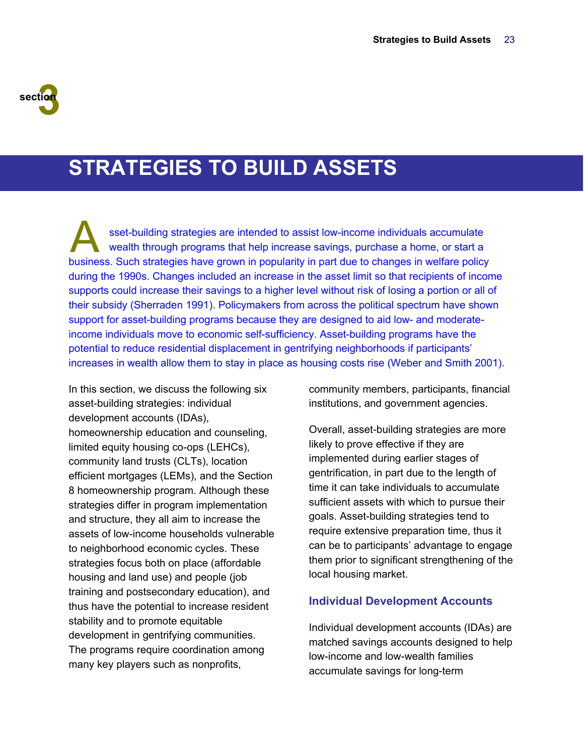section 3

# STRATEGIES TO BUILD ASSETS

Asset-building strategies are intended to assist low-income individuals accumulate wealth through programs that help increase savings, purchase a home, or start a business. Such strategies have grown in popularity in part due to changes in welfare policy during the 1990s. Changes included an increase in the asset limit so that recipients of income supports could increase their savings to a higher level without risk of losing a portion or all of their subsidy (Sherraden 1991). Policymakers from across the political spectrum have shown support for asset-building programs because they are designed to aid low- and moderate-income individuals move to economic self-sufficiency. Asset-building programs have the potential to reduce residential displacement in gentrifying neighborhoods if participants' increases in wealth allow them to stay in place as housing costs rise (Weber and Smith 2001).

In this section, we discuss the following six asset-building strategies: individual development accounts (IDAs), homeownership education and counseling, limited equity housing co-ops (LEHCs), community land trusts (CLTs), location efficient mortgages (LEMs), and the Section 8 homeownership program. Although these strategies differ in program implementation and structure, they all aim to increase the assets of low-income households vulnerable to neighborhood economic cycles. These strategies focus both on place (affordable housing and land use) and people (job training and postsecondary education), and thus have the potential to increase resident stability and to promote equitable development in gentrifying communities. The programs require coordination among many key players such as nonprofits, community members, participants, financial institutions, and government agencies.

Overall, asset-building strategies are more likely to prove effective if they are implemented during earlier stages of gentrification, in part due to the length of time it can take individuals to accumulate sufficient assets with which to pursue their goals. Asset-building strategies tend to require extensive preparation time, thus it can be to participants' advantage to engage them prior to significant strengthening of the local housing market.

### Individual Development Accounts

Individual development accounts (IDAs) are matched savings accounts designed to help low-income and low-wealth families accumulate savings for long-term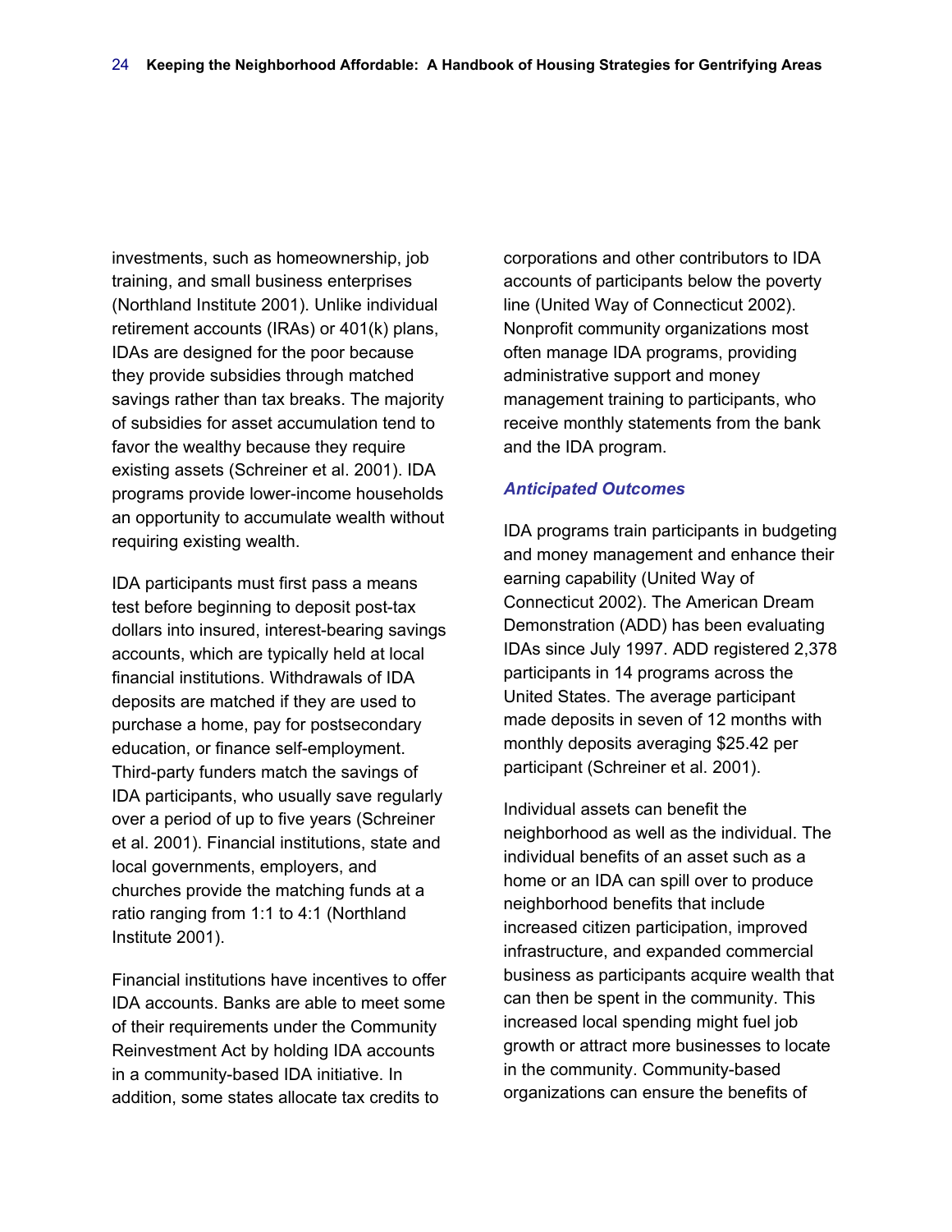investments, such as homeownership, job training, and small business enterprises (Northland Institute 2001). Unlike individual retirement accounts (IRAs) or 401(k) plans, IDAs are designed for the poor because they provide subsidies through matched savings rather than tax breaks. The majority of subsidies for asset accumulation tend to favor the wealthy because they require existing assets (Schreiner et al. 2001). IDA programs provide lower-income households an opportunity to accumulate wealth without requiring existing wealth.

IDA participants must first pass a means test before beginning to deposit post-tax dollars into insured, interest-bearing savings accounts, which are typically held at local financial institutions. Withdrawals of IDA deposits are matched if they are used to purchase a home, pay for postsecondary education, or finance self-employment. Third-party funders match the savings of IDA participants, who usually save regularly over a period of up to five years (Schreiner et al. 2001). Financial institutions, state and local governments, employers, and churches provide the matching funds at a ratio ranging from 1:1 to 4:1 (Northland Institute 2001).

Financial institutions have incentives to offer IDA accounts. Banks are able to meet some of their requirements under the Community Reinvestment Act by holding IDA accounts in a community-based IDA initiative. In addition, some states allocate tax credits to corporations and other contributors to IDA accounts of participants below the poverty line (United Way of Connecticut 2002). Nonprofit community organizations most often manage IDA programs, providing administrative support and money management training to participants, who receive monthly statements from the bank and the IDA program.

### *Anticipated Outcomes*

IDA programs train participants in budgeting and money management and enhance their earning capability (United Way of Connecticut 2002). The American Dream Demonstration (ADD) has been evaluating IDAs since July 1997. ADD registered 2,378 participants in 14 programs across the United States. The average participant made deposits in seven of 12 months with monthly deposits averaging $25.42 per participant (Schreiner et al. 2001).

Individual assets can benefit the neighborhood as well as the individual. The individual benefits of an asset such as a home or an IDA can spill over to produce neighborhood benefits that include increased citizen participation, improved infrastructure, and expanded commercial business as participants acquire wealth that can then be spent in the community. This increased local spending might fuel job growth or attract more businesses to locate in the community. Community-based organizations can ensure the benefits of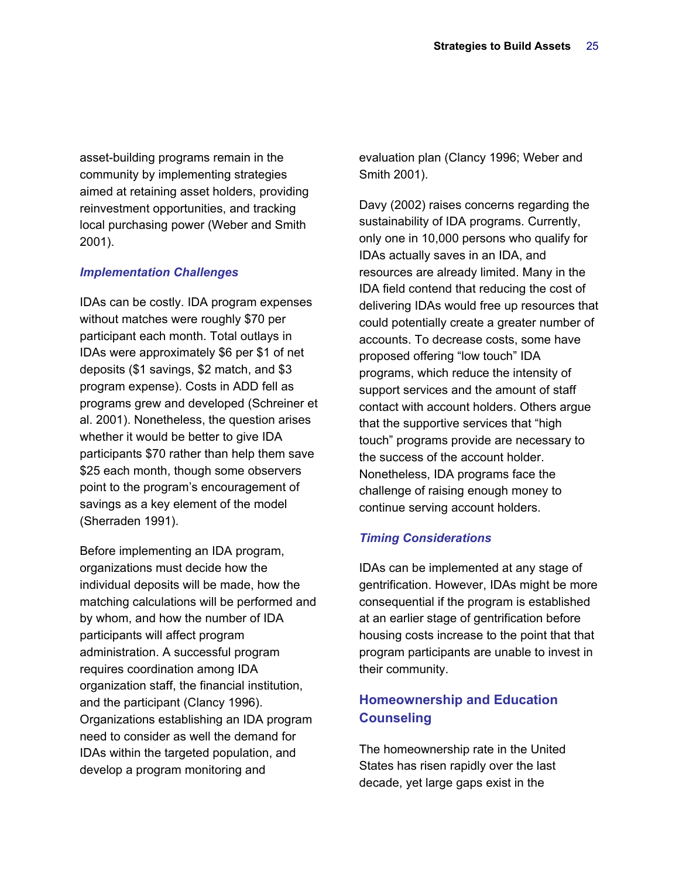asset-building programs remain in the community by implementing strategies aimed at retaining asset holders, providing reinvestment opportunities, and tracking local purchasing power (Weber and Smith 2001).

### *Implementation Challenges*

IDAs can be costly. IDA program expenses without matches were roughly $70 per participant each month. Total outlays in IDAs were approximately $6 per $1 of net deposits ($1 savings, $2 match, and $3 program expense). Costs in ADD fell as programs grew and developed (Schreiner et al. 2001). Nonetheless, the question arises whether it would be better to give IDA participants $70 rather than help them save $25 each month, though some observers point to the program's encouragement of savings as a key element of the model (Sherraden 1991).

Before implementing an IDA program, organizations must decide how the individual deposits will be made, how the matching calculations will be performed and by whom, and how the number of IDA participants will affect program administration. A successful program requires coordination among IDA organization staff, the financial institution, and the participant (Clancy 1996). Organizations establishing an IDA program need to consider as well the demand for IDAs within the targeted population, and develop a program monitoring and evaluation plan (Clancy 1996; Weber and Smith 2001).

Davy (2002) raises concerns regarding the sustainability of IDA programs. Currently, only one in 10,000 persons who qualify for IDAs actually saves in an IDA, and resources are already limited. Many in the IDA field contend that reducing the cost of delivering IDAs would free up resources that could potentially create a greater number of accounts. To decrease costs, some have proposed offering "low touch" IDA programs, which reduce the intensity of support services and the amount of staff contact with account holders. Others argue that the supportive services that "high touch" programs provide are necessary to the success of the account holder. Nonetheless, IDA programs face the challenge of raising enough money to continue serving account holders.

### *Timing Considerations*

IDAs can be implemented at any stage of gentrification. However, IDAs might be more consequential if the program is established at an earlier stage of gentrification before housing costs increase to the point that that program participants are unable to invest in their community.

## Homeownership and Education Counseling

The homeownership rate in the United States has risen rapidly over the last decade, yet large gaps exist in the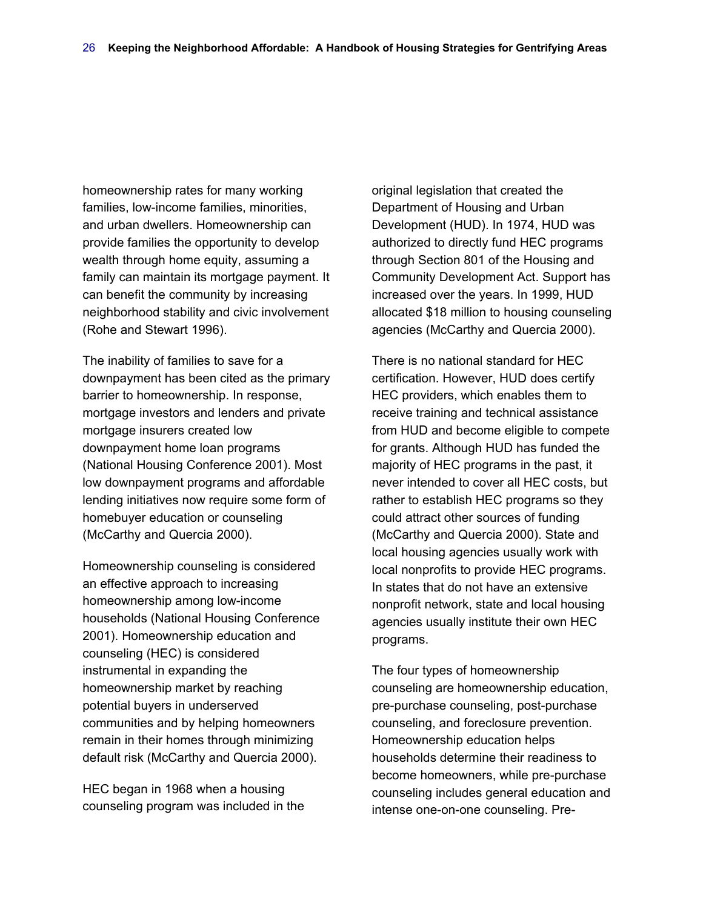homeownership rates for many working families, low-income families, minorities, and urban dwellers. Homeownership can provide families the opportunity to develop wealth through home equity, assuming a family can maintain its mortgage payment. It can benefit the community by increasing neighborhood stability and civic involvement (Rohe and Stewart 1996).

The inability of families to save for a downpayment has been cited as the primary barrier to homeownership. In response, mortgage investors and lenders and private mortgage insurers created low downpayment home loan programs (National Housing Conference 2001). Most low downpayment programs and affordable lending initiatives now require some form of homebuyer education or counseling (McCarthy and Quercia 2000).

Homeownership counseling is considered an effective approach to increasing homeownership among low-income households (National Housing Conference 2001). Homeownership education and counseling (HEC) is considered instrumental in expanding the homeownership market by reaching potential buyers in underserved communities and by helping homeowners remain in their homes through minimizing default risk (McCarthy and Quercia 2000).

HEC began in 1968 when a housing counseling program was included in the original legislation that created the Department of Housing and Urban Development (HUD). In 1974, HUD was authorized to directly fund HEC programs through Section 801 of the Housing and Community Development Act. Support has increased over the years. In 1999, HUD allocated $18 million to housing counseling agencies (McCarthy and Quercia 2000).

There is no national standard for HEC certification. However, HUD does certify HEC providers, which enables them to receive training and technical assistance from HUD and become eligible to compete for grants. Although HUD has funded the majority of HEC programs in the past, it never intended to cover all HEC costs, but rather to establish HEC programs so they could attract other sources of funding (McCarthy and Quercia 2000). State and local housing agencies usually work with local nonprofits to provide HEC programs. In states that do not have an extensive nonprofit network, state and local housing agencies usually institute their own HEC programs.

The four types of homeownership counseling are homeownership education, pre-purchase counseling, post-purchase counseling, and foreclosure prevention. Homeownership education helps households determine their readiness to become homeowners, while pre-purchase counseling includes general education and intense one-on-one counseling. Pre-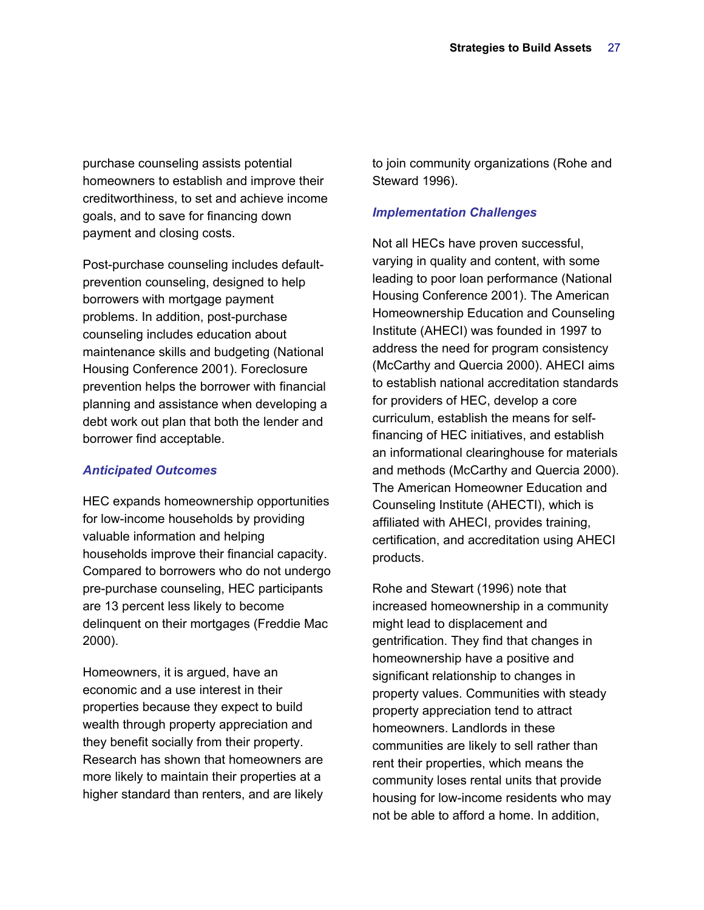purchase counseling assists potential homeowners to establish and improve their creditworthiness, to set and achieve income goals, and to save for financing down payment and closing costs.

Post-purchase counseling includes default-prevention counseling, designed to help borrowers with mortgage payment problems. In addition, post-purchase counseling includes education about maintenance skills and budgeting (National Housing Conference 2001). Foreclosure prevention helps the borrower with financial planning and assistance when developing a debt work out plan that both the lender and borrower find acceptable.

### *Anticipated Outcomes*

HEC expands homeownership opportunities for low-income households by providing valuable information and helping households improve their financial capacity. Compared to borrowers who do not undergo pre-purchase counseling, HEC participants are 13 percent less likely to become delinquent on their mortgages (Freddie Mac 2000).

Homeowners, it is argued, have an economic and a use interest in their properties because they expect to build wealth through property appreciation and they benefit socially from their property. Research has shown that homeowners are more likely to maintain their properties at a higher standard than renters, and are likely to join community organizations (Rohe and Steward 1996).

### *Implementation Challenges*

Not all HECs have proven successful, varying in quality and content, with some leading to poor loan performance (National Housing Conference 2001). The American Homeownership Education and Counseling Institute (AHECI) was founded in 1997 to address the need for program consistency (McCarthy and Quercia 2000). AHECI aims to establish national accreditation standards for providers of HEC, develop a core curriculum, establish the means for self-financing of HEC initiatives, and establish an informational clearinghouse for materials and methods (McCarthy and Quercia 2000). The American Homeowner Education and Counseling Institute (AHECTI), which is affiliated with AHECI, provides training, certification, and accreditation using AHECI products.

Rohe and Stewart (1996) note that increased homeownership in a community might lead to displacement and gentrification. They find that changes in homeownership have a positive and significant relationship to changes in property values. Communities with steady property appreciation tend to attract homeowners. Landlords in these communities are likely to sell rather than rent their properties, which means the community loses rental units that provide housing for low-income residents who may not be able to afford a home. In addition,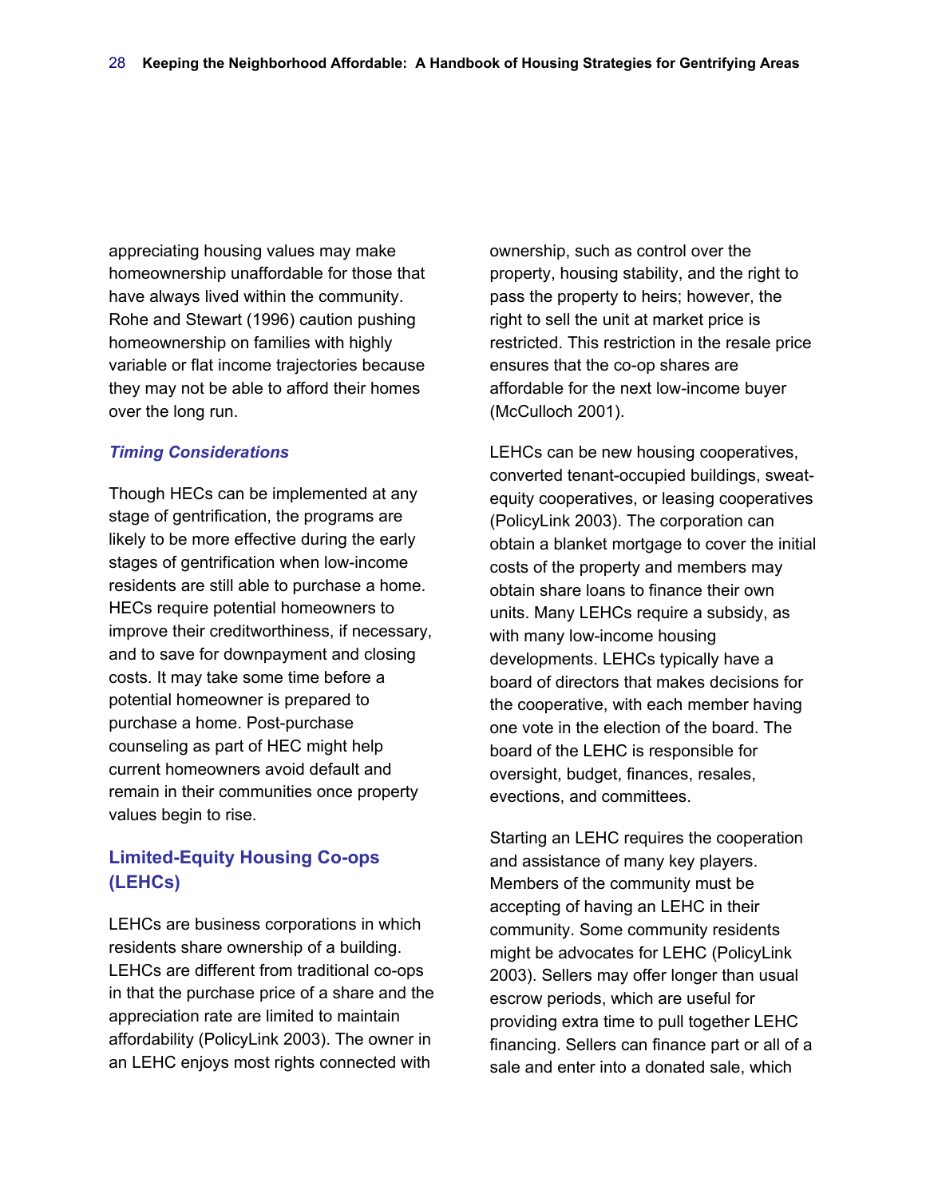appreciating housing values may make homeownership unaffordable for those that have always lived within the community. Rohe and Stewart (1996) caution pushing homeownership on families with highly variable or flat income trajectories because they may not be able to afford their homes over the long run.

### *Timing Considerations*

Though HECs can be implemented at any stage of gentrification, the programs are likely to be more effective during the early stages of gentrification when low-income residents are still able to purchase a home. HECs require potential homeowners to improve their creditworthiness, if necessary, and to save for downpayment and closing costs. It may take some time before a potential homeowner is prepared to purchase a home. Post-purchase counseling as part of HEC might help current homeowners avoid default and remain in their communities once property values begin to rise.

## Limited-Equity Housing Co-ops (LEHCs)

LEHCs are business corporations in which residents share ownership of a building. LEHCs are different from traditional co-ops in that the purchase price of a share and the appreciation rate are limited to maintain affordability (PolicyLink 2003). The owner in an LEHC enjoys most rights connected with ownership, such as control over the property, housing stability, and the right to pass the property to heirs; however, the right to sell the unit at market price is restricted. This restriction in the resale price ensures that the co-op shares are affordable for the next low-income buyer (McCulloch 2001).

LEHCs can be new housing cooperatives, converted tenant-occupied buildings, sweat-equity cooperatives, or leasing cooperatives (PolicyLink 2003). The corporation can obtain a blanket mortgage to cover the initial costs of the property and members may obtain share loans to finance their own units. Many LEHCs require a subsidy, as with many low-income housing developments. LEHCs typically have a board of directors that makes decisions for the cooperative, with each member having one vote in the election of the board. The board of the LEHC is responsible for oversight, budget, finances, resales, evections, and committees.

Starting an LEHC requires the cooperation and assistance of many key players. Members of the community must be accepting of having an LEHC in their community. Some community residents might be advocates for LEHC (PolicyLink 2003). Sellers may offer longer than usual escrow periods, which are useful for providing extra time to pull together LEHC financing. Sellers can finance part or all of a sale and enter into a donated sale, which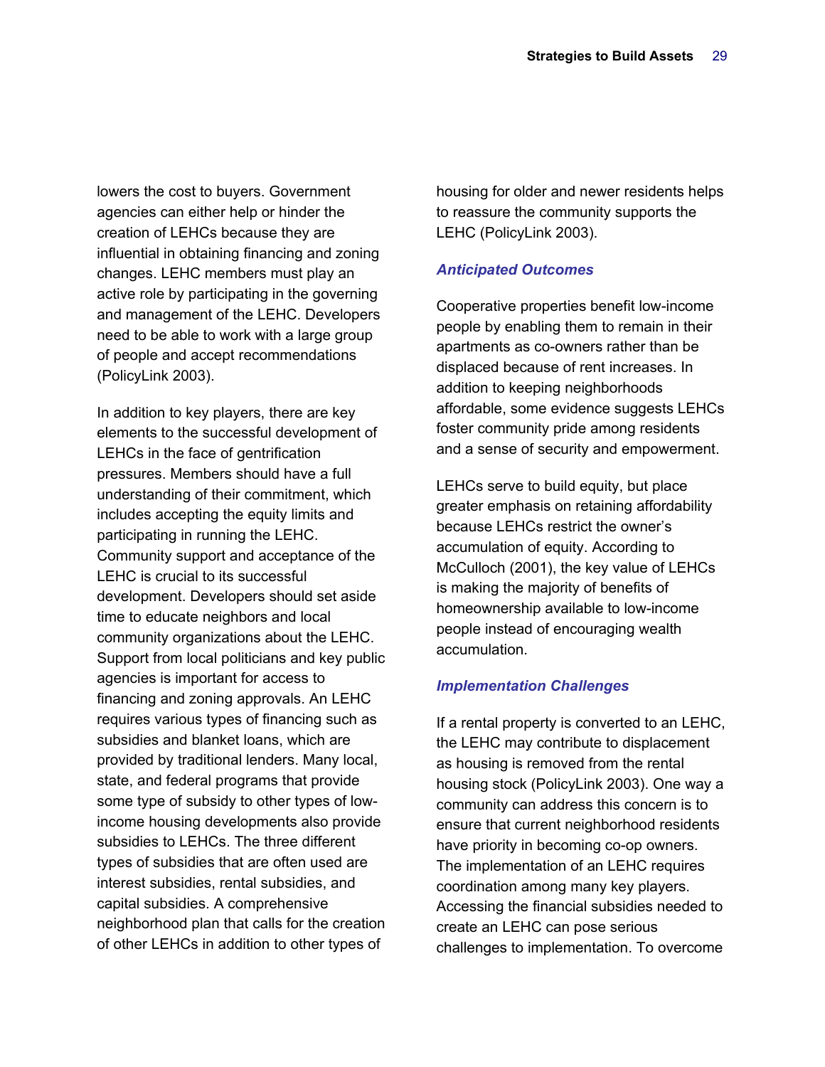lowers the cost to buyers. Government agencies can either help or hinder the creation of LEHCs because they are influential in obtaining financing and zoning changes. LEHC members must play an active role by participating in the governing and management of the LEHC. Developers need to be able to work with a large group of people and accept recommendations (PolicyLink 2003).

In addition to key players, there are key elements to the successful development of LEHCs in the face of gentrification pressures. Members should have a full understanding of their commitment, which includes accepting the equity limits and participating in running the LEHC. Community support and acceptance of the LEHC is crucial to its successful development. Developers should set aside time to educate neighbors and local community organizations about the LEHC. Support from local politicians and key public agencies is important for access to financing and zoning approvals. An LEHC requires various types of financing such as subsidies and blanket loans, which are provided by traditional lenders. Many local, state, and federal programs that provide some type of subsidy to other types of low-income housing developments also provide subsidies to LEHCs. The three different types of subsidies that are often used are interest subsidies, rental subsidies, and capital subsidies. A comprehensive neighborhood plan that calls for the creation of other LEHCs in addition to other types of housing for older and newer residents helps to reassure the community supports the LEHC (PolicyLink 2003).

### *Anticipated Outcomes*

Cooperative properties benefit low-income people by enabling them to remain in their apartments as co-owners rather than be displaced because of rent increases. In addition to keeping neighborhoods affordable, some evidence suggests LEHCs foster community pride among residents and a sense of security and empowerment.

LEHCs serve to build equity, but place greater emphasis on retaining affordability because LEHCs restrict the owner's accumulation of equity. According to McCulloch (2001), the key value of LEHCs is making the majority of benefits of homeownership available to low-income people instead of encouraging wealth accumulation.

### *Implementation Challenges*

If a rental property is converted to an LEHC, the LEHC may contribute to displacement as housing is removed from the rental housing stock (PolicyLink 2003). One way a community can address this concern is to ensure that current neighborhood residents have priority in becoming co-op owners. The implementation of an LEHC requires coordination among many key players. Accessing the financial subsidies needed to create an LEHC can pose serious challenges to implementation. To overcome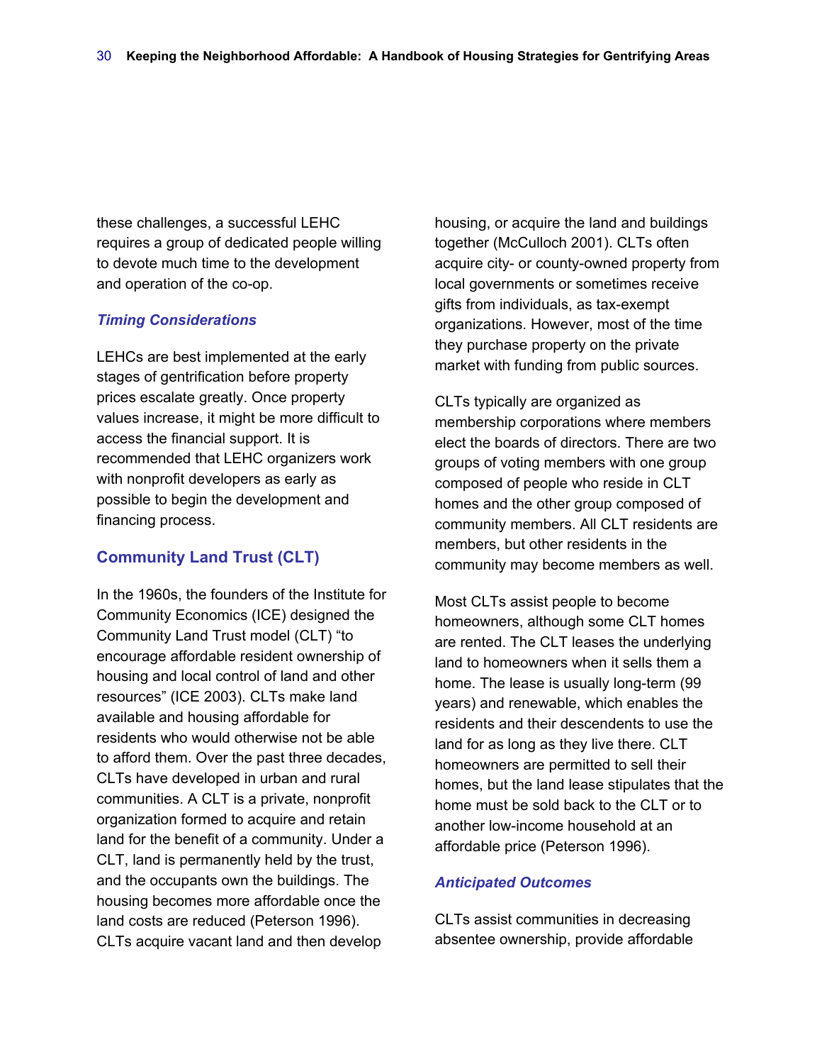these challenges, a successful LEHC requires a group of dedicated people willing to devote much time to the development and operation of the co-op.

### *Timing Considerations*

LEHCs are best implemented at the early stages of gentrification before property prices escalate greatly. Once property values increase, it might be more difficult to access the financial support. It is recommended that LEHC organizers work with nonprofit developers as early as possible to begin the development and financing process.

## Community Land Trust (CLT)

In the 1960s, the founders of the Institute for Community Economics (ICE) designed the Community Land Trust model (CLT) "to encourage affordable resident ownership of housing and local control of land and other resources" (ICE 2003). CLTs make land available and housing affordable for residents who would otherwise not be able to afford them. Over the past three decades, CLTs have developed in urban and rural communities. A CLT is a private, nonprofit organization formed to acquire and retain land for the benefit of a community. Under a CLT, land is permanently held by the trust, and the occupants own the buildings. The housing becomes more affordable once the land costs are reduced (Peterson 1996). CLTs acquire vacant land and then develop housing, or acquire the land and buildings together (McCulloch 2001). CLTs often acquire city- or county-owned property from local governments or sometimes receive gifts from individuals, as tax-exempt organizations. However, most of the time they purchase property on the private market with funding from public sources.

CLTs typically are organized as membership corporations where members elect the boards of directors. There are two groups of voting members with one group composed of people who reside in CLT homes and the other group composed of community members. All CLT residents are members, but other residents in the community may become members as well.

Most CLTs assist people to become homeowners, although some CLT homes are rented. The CLT leases the underlying land to homeowners when it sells them a home. The lease is usually long-term (99 years) and renewable, which enables the residents and their descendents to use the land for as long as they live there. CLT homeowners are permitted to sell their homes, but the land lease stipulates that the home must be sold back to the CLT or to another low-income household at an affordable price (Peterson 1996).

### *Anticipated Outcomes*

CLTs assist communities in decreasing absentee ownership, provide affordable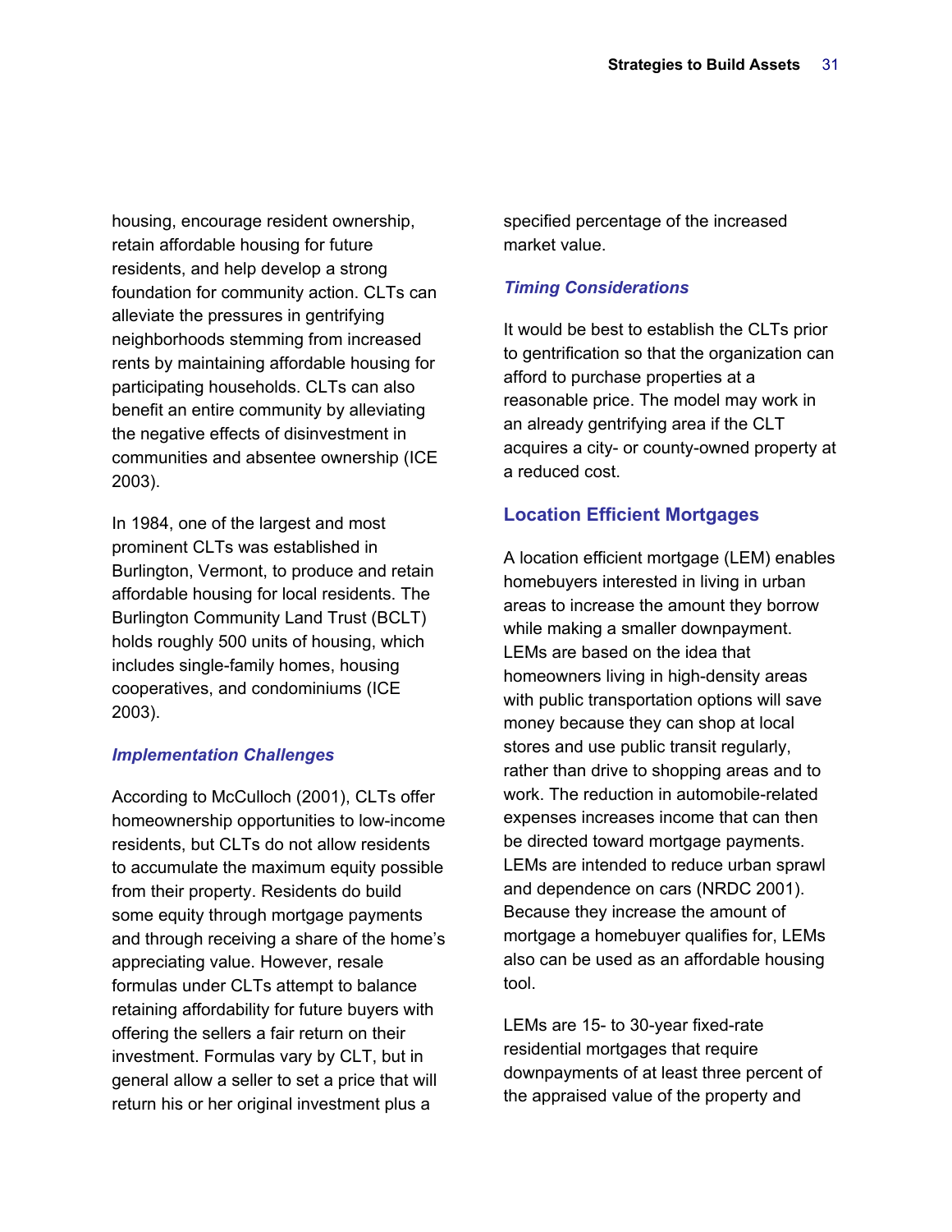housing, encourage resident ownership, retain affordable housing for future residents, and help develop a strong foundation for community action. CLTs can alleviate the pressures in gentrifying neighborhoods stemming from increased rents by maintaining affordable housing for participating households. CLTs can also benefit an entire community by alleviating the negative effects of disinvestment in communities and absentee ownership (ICE 2003).

In 1984, one of the largest and most prominent CLTs was established in Burlington, Vermont, to produce and retain affordable housing for local residents. The Burlington Community Land Trust (BCLT) holds roughly 500 units of housing, which includes single-family homes, housing cooperatives, and condominiums (ICE 2003).

#### *Implementation Challenges*

According to McCulloch (2001), CLTs offer homeownership opportunities to low-income residents, but CLTs do not allow residents to accumulate the maximum equity possible from their property. Residents do build some equity through mortgage payments and through receiving a share of the home's appreciating value. However, resale formulas under CLTs attempt to balance retaining affordability for future buyers with offering the sellers a fair return on their investment. Formulas vary by CLT, but in general allow a seller to set a price that will return his or her original investment plus a specified percentage of the increased market value.

#### *Timing Considerations*

It would be best to establish the CLTs prior to gentrification so that the organization can afford to purchase properties at a reasonable price. The model may work in an already gentrifying area if the CLT acquires a city- or county-owned property at a reduced cost.

### Location Efficient Mortgages

A location efficient mortgage (LEM) enables homebuyers interested in living in urban areas to increase the amount they borrow while making a smaller downpayment. LEMs are based on the idea that homeowners living in high-density areas with public transportation options will save money because they can shop at local stores and use public transit regularly, rather than drive to shopping areas and to work. The reduction in automobile-related expenses increases income that can then be directed toward mortgage payments. LEMs are intended to reduce urban sprawl and dependence on cars (NRDC 2001). Because they increase the amount of mortgage a homebuyer qualifies for, LEMs also can be used as an affordable housing tool.

LEMs are 15- to 30-year fixed-rate residential mortgages that require downpayments of at least three percent of the appraised value of the property and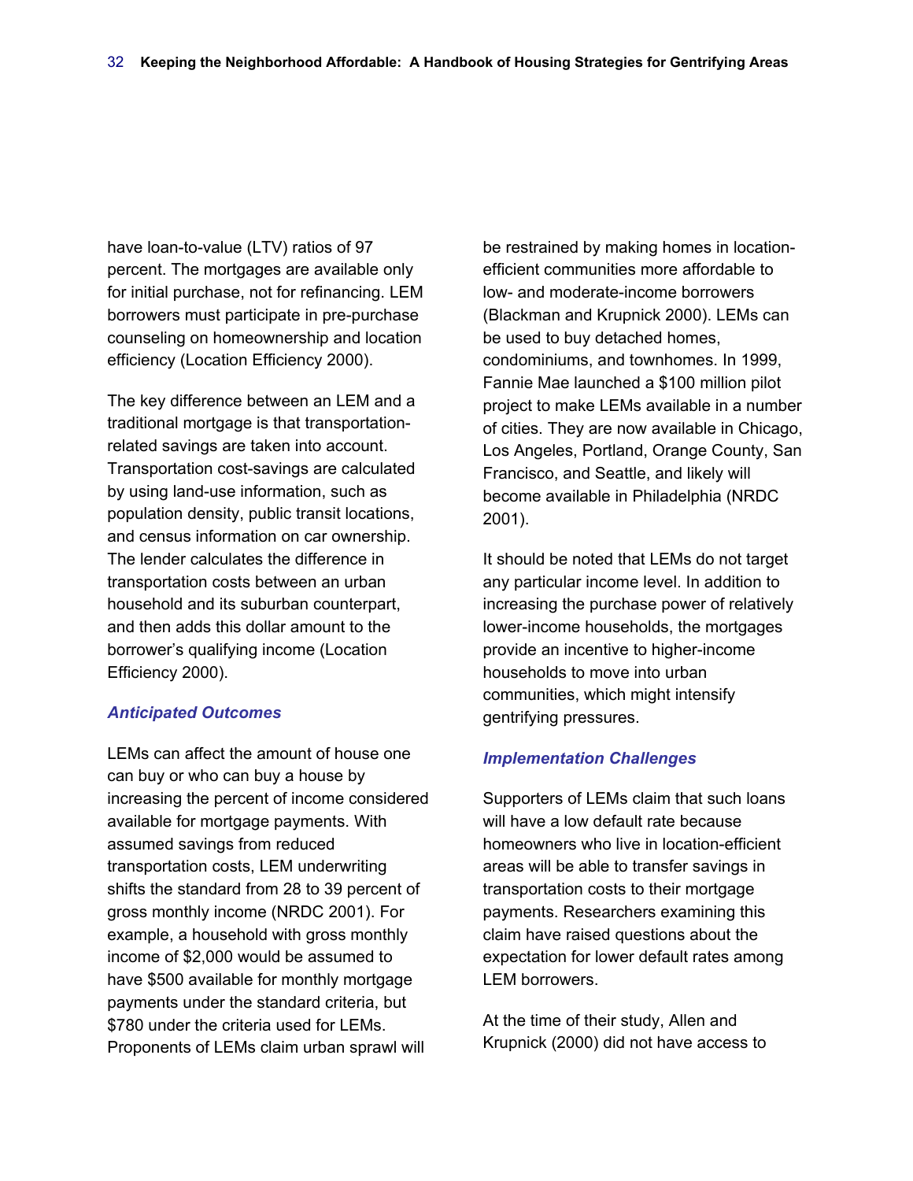have loan-to-value (LTV) ratios of 97 percent. The mortgages are available only for initial purchase, not for refinancing. LEM borrowers must participate in pre-purchase counseling on homeownership and location efficiency (Location Efficiency 2000).

The key difference between an LEM and a traditional mortgage is that transportation-related savings are taken into account. Transportation cost-savings are calculated by using land-use information, such as population density, public transit locations, and census information on car ownership. The lender calculates the difference in transportation costs between an urban household and its suburban counterpart, and then adds this dollar amount to the borrower's qualifying income (Location Efficiency 2000).

### *Anticipated Outcomes*

LEMs can affect the amount of house one can buy or who can buy a house by increasing the percent of income considered available for mortgage payments. With assumed savings from reduced transportation costs, LEM underwriting shifts the standard from 28 to 39 percent of gross monthly income (NRDC 2001). For example, a household with gross monthly income of $2,000 would be assumed to have $500 available for monthly mortgage payments under the standard criteria, but $780 under the criteria used for LEMs. Proponents of LEMs claim urban sprawl will be restrained by making homes in location-efficient communities more affordable to low- and moderate-income borrowers (Blackman and Krupnick 2000). LEMs can be used to buy detached homes, condominiums, and townhomes. In 1999, Fannie Mae launched a $100 million pilot project to make LEMs available in a number of cities. They are now available in Chicago, Los Angeles, Portland, Orange County, San Francisco, and Seattle, and likely will become available in Philadelphia (NRDC 2001).

It should be noted that LEMs do not target any particular income level. In addition to increasing the purchase power of relatively lower-income households, the mortgages provide an incentive to higher-income households to move into urban communities, which might intensify gentrifying pressures.

### *Implementation Challenges*

Supporters of LEMs claim that such loans will have a low default rate because homeowners who live in location-efficient areas will be able to transfer savings in transportation costs to their mortgage payments. Researchers examining this claim have raised questions about the expectation for lower default rates among LEM borrowers.

At the time of their study, Allen and Krupnick (2000) did not have access to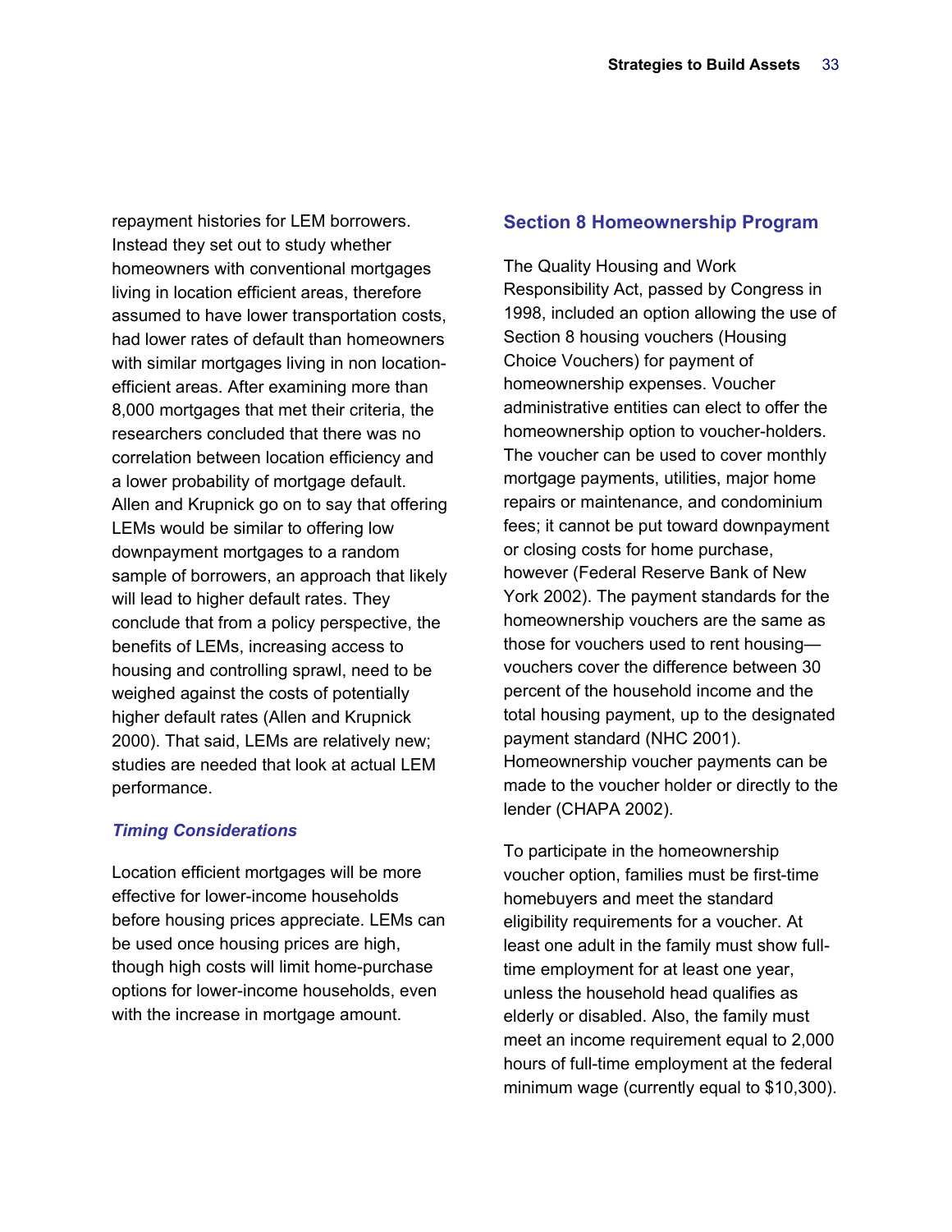repayment histories for LEM borrowers. Instead they set out to study whether homeowners with conventional mortgages living in location efficient areas, therefore assumed to have lower transportation costs, had lower rates of default than homeowners with similar mortgages living in non location-efficient areas. After examining more than 8,000 mortgages that met their criteria, the researchers concluded that there was no correlation between location efficiency and a lower probability of mortgage default. Allen and Krupnick go on to say that offering LEMs would be similar to offering low downpayment mortgages to a random sample of borrowers, an approach that likely will lead to higher default rates. They conclude that from a policy perspective, the benefits of LEMs, increasing access to housing and controlling sprawl, need to be weighed against the costs of potentially higher default rates (Allen and Krupnick 2000). That said, LEMs are relatively new; studies are needed that look at actual LEM performance.

### *Timing Considerations*

Location efficient mortgages will be more effective for lower-income households before housing prices appreciate. LEMs can be used once housing prices are high, though high costs will limit home-purchase options for lower-income households, even with the increase in mortgage amount.

## Section 8 Homeownership Program

The Quality Housing and Work Responsibility Act, passed by Congress in 1998, included an option allowing the use of Section 8 housing vouchers (Housing Choice Vouchers) for payment of homeownership expenses. Voucher administrative entities can elect to offer the homeownership option to voucher-holders. The voucher can be used to cover monthly mortgage payments, utilities, major home repairs or maintenance, and condominium fees; it cannot be put toward downpayment or closing costs for home purchase, however (Federal Reserve Bank of New York 2002). The payment standards for the homeownership vouchers are the same as those for vouchers used to rent housing—vouchers cover the difference between 30 percent of the household income and the total housing payment, up to the designated payment standard (NHC 2001). Homeownership voucher payments can be made to the voucher holder or directly to the lender (CHAPA 2002).

To participate in the homeownership voucher option, families must be first-time homebuyers and meet the standard eligibility requirements for a voucher. At least one adult in the family must show full-time employment for at least one year, unless the household head qualifies as elderly or disabled. Also, the family must meet an income requirement equal to 2,000 hours of full-time employment at the federal minimum wage (currently equal to $10,300).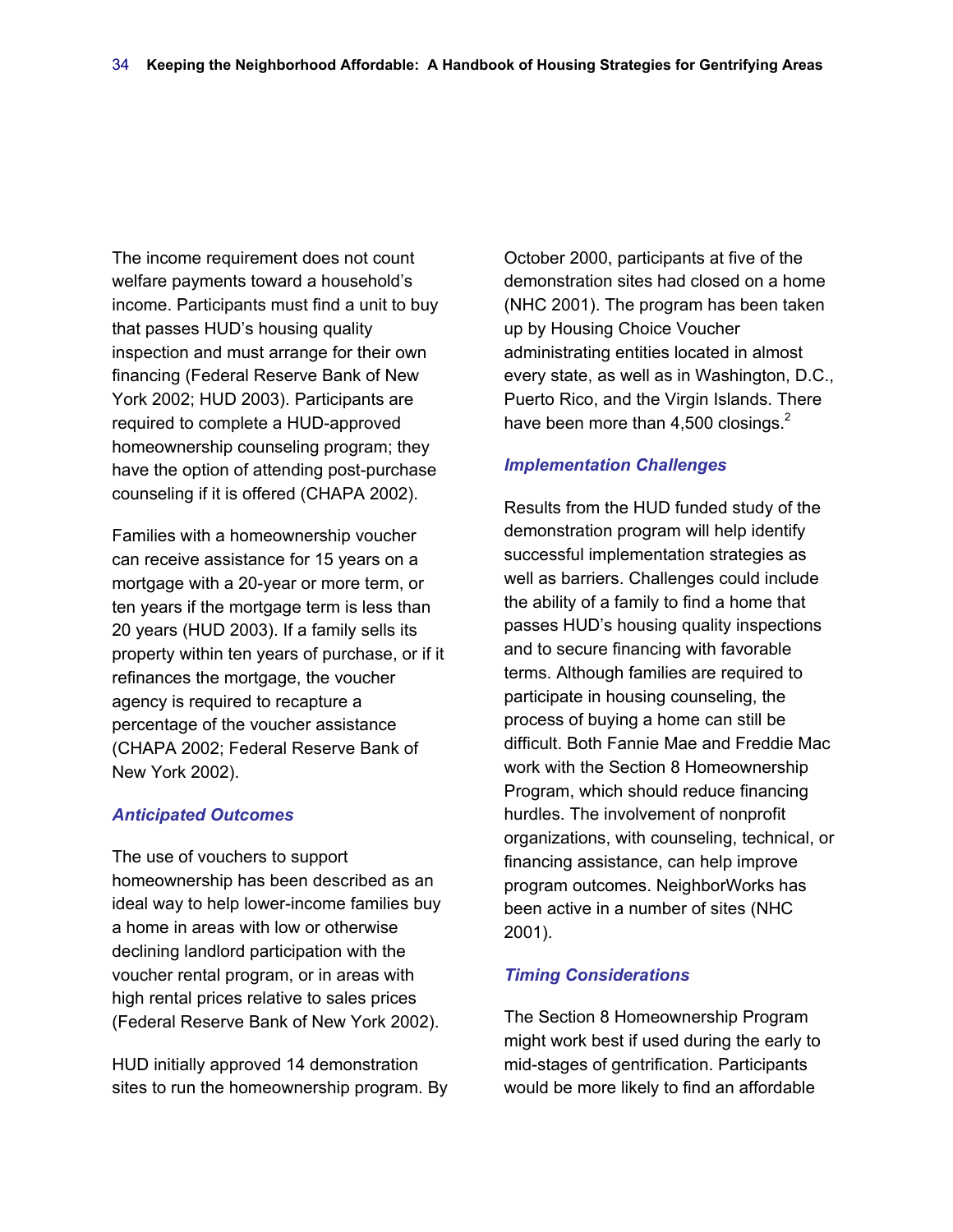The income requirement does not count welfare payments toward a household's income. Participants must find a unit to buy that passes HUD's housing quality inspection and must arrange for their own financing (Federal Reserve Bank of New York 2002; HUD 2003). Participants are required to complete a HUD-approved homeownership counseling program; they have the option of attending post-purchase counseling if it is offered (CHAPA 2002).

Families with a homeownership voucher can receive assistance for 15 years on a mortgage with a 20-year or more term, or ten years if the mortgage term is less than 20 years (HUD 2003). If a family sells its property within ten years of purchase, or if it refinances the mortgage, the voucher agency is required to recapture a percentage of the voucher assistance (CHAPA 2002; Federal Reserve Bank of New York 2002).

### *Anticipated Outcomes*

The use of vouchers to support homeownership has been described as an ideal way to help lower-income families buy a home in areas with low or otherwise declining landlord participation with the voucher rental program, or in areas with high rental prices relative to sales prices (Federal Reserve Bank of New York 2002).

HUD initially approved 14 demonstration sites to run the homeownership program. By October 2000, participants at five of the demonstration sites had closed on a home (NHC 2001). The program has been taken up by Housing Choice Voucher administrating entities located in almost every state, as well as in Washington, D.C., Puerto Rico, and the Virgin Islands. There have been more than 4,500 closings.[2]

### *Implementation Challenges*

Results from the HUD funded study of the demonstration program will help identify successful implementation strategies as well as barriers. Challenges could include the ability of a family to find a home that passes HUD's housing quality inspections and to secure financing with favorable terms. Although families are required to participate in housing counseling, the process of buying a home can still be difficult. Both Fannie Mae and Freddie Mac work with the Section 8 Homeownership Program, which should reduce financing hurdles. The involvement of nonprofit organizations, with counseling, technical, or financing assistance, can help improve program outcomes. NeighborWorks has been active in a number of sites (NHC 2001).

### *Timing Considerations*

The Section 8 Homeownership Program might work best if used during the early to mid-stages of gentrification. Participants would be more likely to find an affordable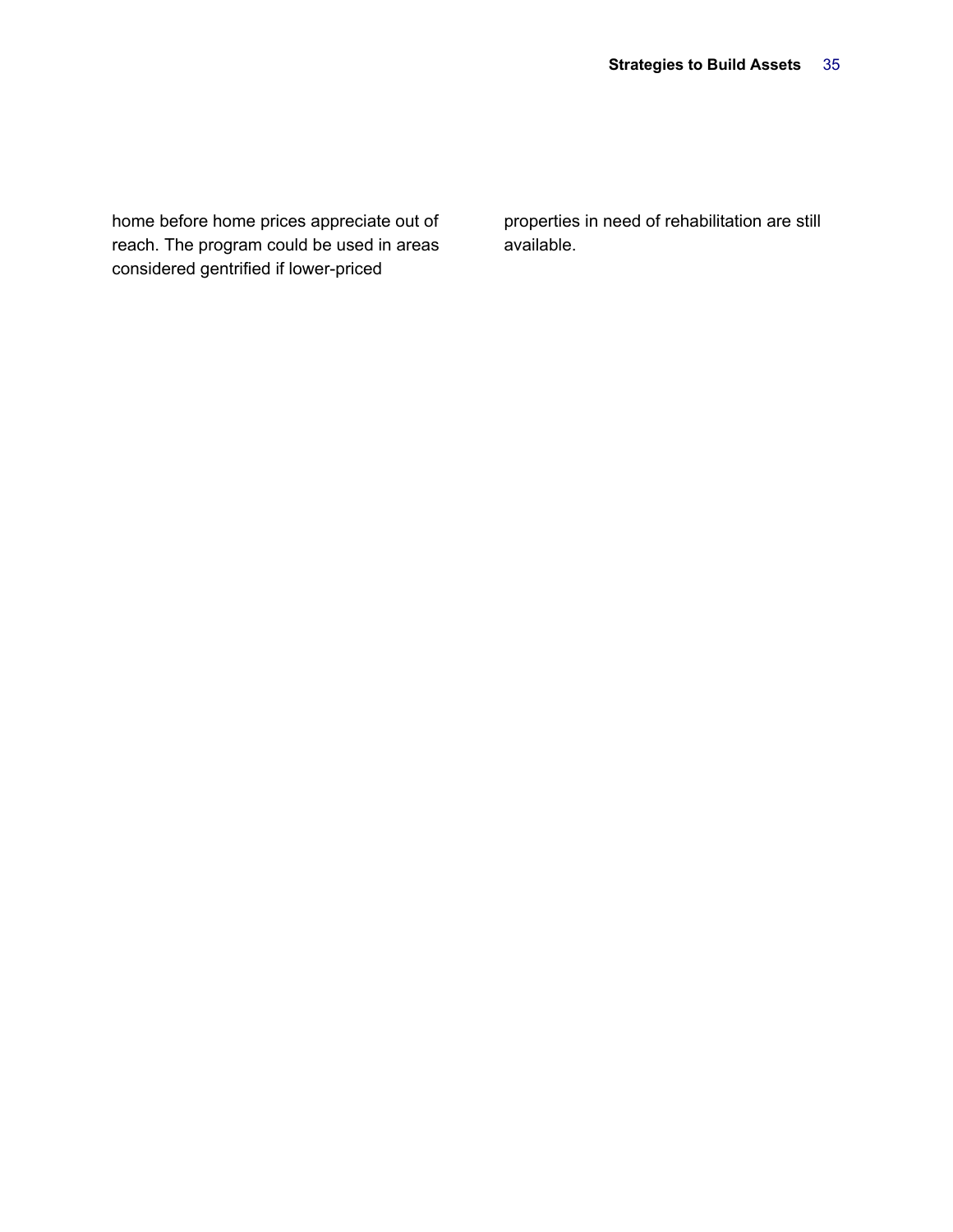home before home prices appreciate out of reach. The program could be used in areas considered gentrified if lower-priced properties in need of rehabilitation are still available.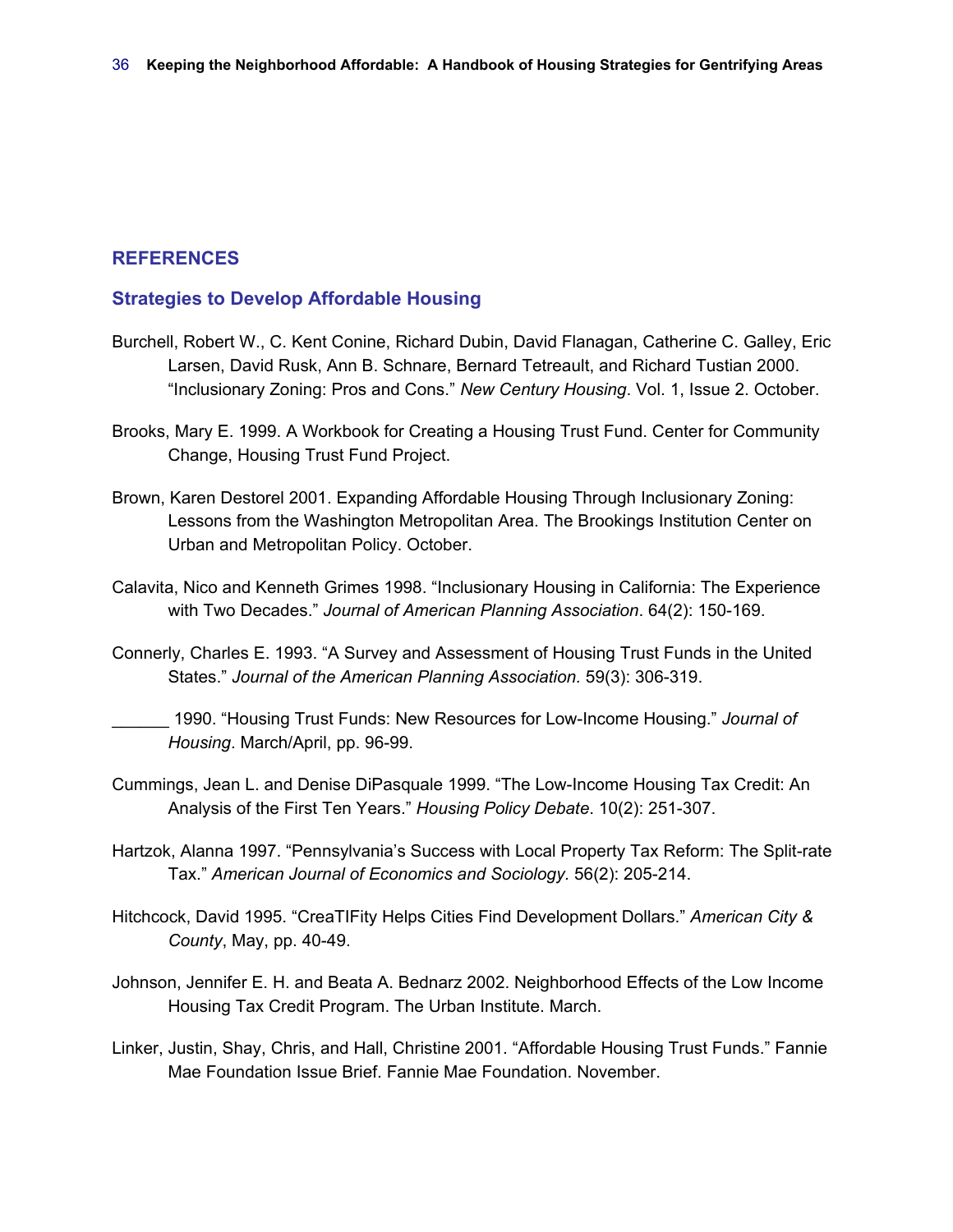## REFERENCES

### Strategies to Develop Affordable Housing

Burchell, Robert W., C. Kent Conine, Richard Dubin, David Flanagan, Catherine C. Galley, Eric Larsen, David Rusk, Ann B. Schnare, Bernard Tetreault, and Richard Tustian 2000. "Inclusionary Zoning: Pros and Cons." *New Century Housing*. Vol. 1, Issue 2. October.

Brooks, Mary E. 1999. A Workbook for Creating a Housing Trust Fund. Center for Community Change, Housing Trust Fund Project.

Brown, Karen Destorel 2001. Expanding Affordable Housing Through Inclusionary Zoning: Lessons from the Washington Metropolitan Area. The Brookings Institution Center on Urban and Metropolitan Policy. October.

Calavita, Nico and Kenneth Grimes 1998. "Inclusionary Housing in California: The Experience with Two Decades." *Journal of American Planning Association*. 64(2): 150-169.

Connerly, Charles E. 1993. "A Survey and Assessment of Housing Trust Funds in the United States." *Journal of the American Planning Association.* 59(3): 306-319.

______ 1990. "Housing Trust Funds: New Resources for Low-Income Housing." *Journal of Housing*. March/April, pp. 96-99.

Cummings, Jean L. and Denise DiPasquale 1999. "The Low-Income Housing Tax Credit: An Analysis of the First Ten Years." *Housing Policy Debate*. 10(2): 251-307.

Hartzok, Alanna 1997. "Pennsylvania's Success with Local Property Tax Reform: The Split-rate Tax." *American Journal of Economics and Sociology.* 56(2): 205-214.

Hitchcock, David 1995. "CreaTIFity Helps Cities Find Development Dollars." *American City & County*, May, pp. 40-49.

Johnson, Jennifer E. H. and Beata A. Bednarz 2002. Neighborhood Effects of the Low Income Housing Tax Credit Program. The Urban Institute. March.

Linker, Justin, Shay, Chris, and Hall, Christine 2001. "Affordable Housing Trust Funds." Fannie Mae Foundation Issue Brief. Fannie Mae Foundation. November.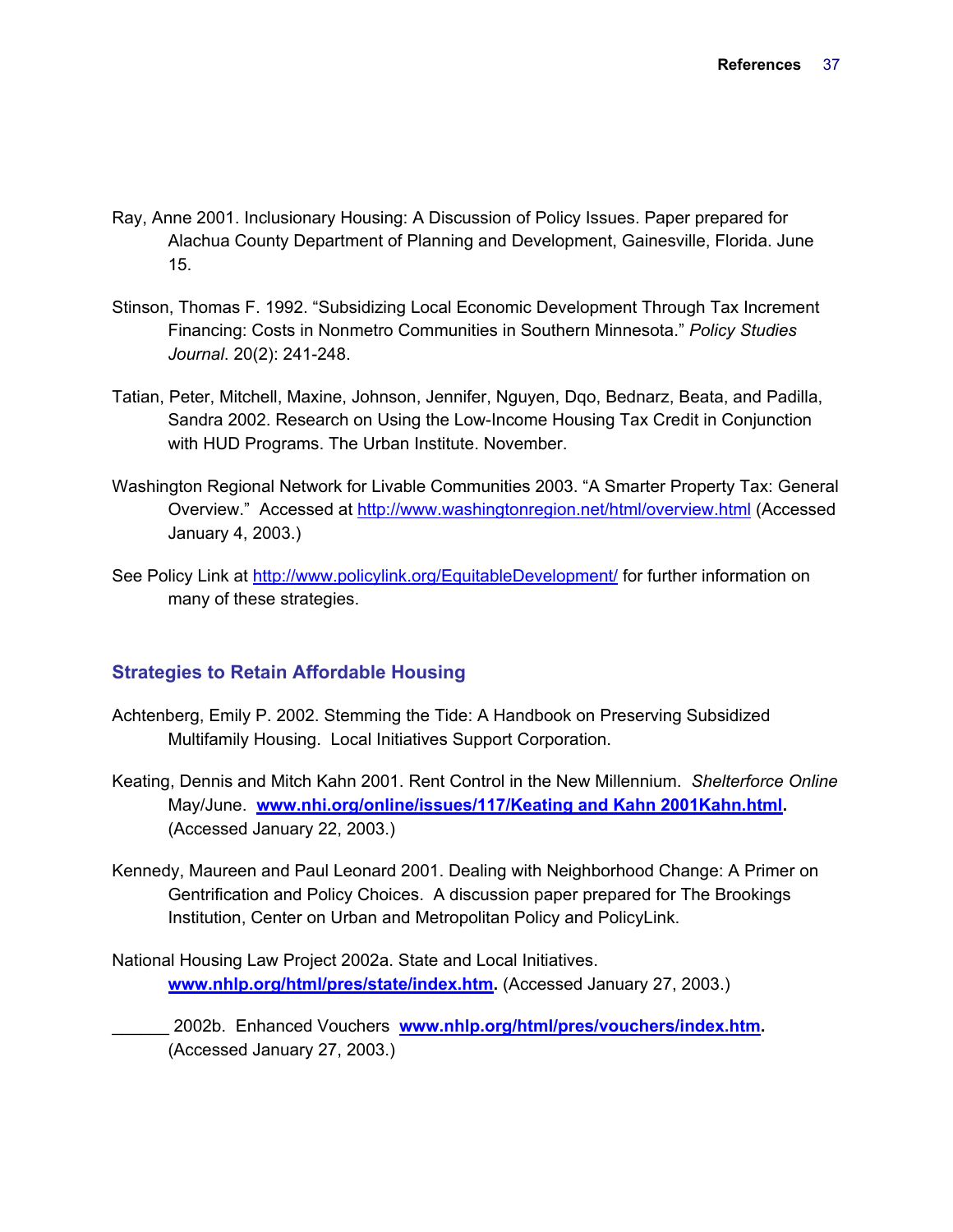Ray, Anne 2001. Inclusionary Housing: A Discussion of Policy Issues. Paper prepared for Alachua County Department of Planning and Development, Gainesville, Florida. June 15.

Stinson, Thomas F. 1992. "Subsidizing Local Economic Development Through Tax Increment Financing: Costs in Nonmetro Communities in Southern Minnesota." *Policy Studies Journal*. 20(2): 241-248.

Tatian, Peter, Mitchell, Maxine, Johnson, Jennifer, Nguyen, Dqo, Bednarz, Beata, and Padilla, Sandra 2002. Research on Using the Low-Income Housing Tax Credit in Conjunction with HUD Programs. The Urban Institute. November.

Washington Regional Network for Livable Communities 2003. "A Smarter Property Tax: General Overview." Accessed at http://www.washingtonregion.net/html/overview.html (Accessed January 4, 2003.)

See Policy Link at http://www.policylink.org/EquitableDevelopment/ for further information on many of these strategies.

## Strategies to Retain Affordable Housing

Achtenberg, Emily P. 2002. Stemming the Tide: A Handbook on Preserving Subsidized Multifamily Housing. Local Initiatives Support Corporation.

Keating, Dennis and Mitch Kahn 2001. Rent Control in the New Millennium. *Shelterforce Online* May/June. **www.nhi.org/online/issues/117/Keating and Kahn 2001Kahn.html.** (Accessed January 22, 2003.)

Kennedy, Maureen and Paul Leonard 2001. Dealing with Neighborhood Change: A Primer on Gentrification and Policy Choices. A discussion paper prepared for The Brookings Institution, Center on Urban and Metropolitan Policy and PolicyLink.

National Housing Law Project 2002a. State and Local Initiatives. **www.nhlp.org/html/pres/state/index.htm.** (Accessed January 27, 2003.)

______ 2002b. Enhanced Vouchers **www.nhlp.org/html/pres/vouchers/index.htm.** (Accessed January 27, 2003.)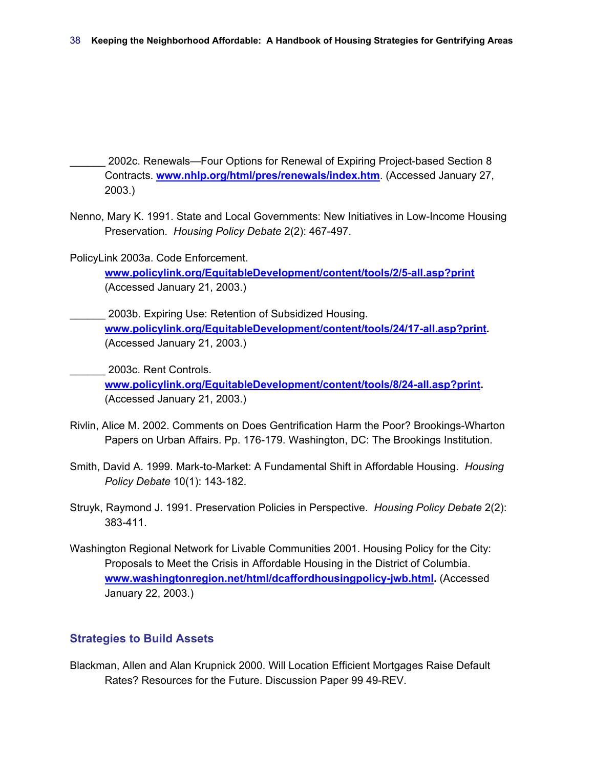______ 2002c. Renewals—Four Options for Renewal of Expiring Project-based Section 8 Contracts. **www.nhlp.org/html/pres/renewals/index.htm**. (Accessed January 27, 2003.)

Nenno, Mary K. 1991. State and Local Governments: New Initiatives in Low-Income Housing Preservation. *Housing Policy Debate* 2(2): 467-497.

PolicyLink 2003a. Code Enforcement. **www.policylink.org/EquitableDevelopment/content/tools/2/5-all.asp?print** (Accessed January 21, 2003.)

______ 2003b. Expiring Use: Retention of Subsidized Housing. **www.policylink.org/EquitableDevelopment/content/tools/24/17-all.asp?print.** (Accessed January 21, 2003.)

______ 2003c. Rent Controls. **www.policylink.org/EquitableDevelopment/content/tools/8/24-all.asp?print.** (Accessed January 21, 2003.)

Rivlin, Alice M. 2002. Comments on Does Gentrification Harm the Poor? Brookings-Wharton Papers on Urban Affairs. Pp. 176-179. Washington, DC: The Brookings Institution.

Smith, David A. 1999. Mark-to-Market: A Fundamental Shift in Affordable Housing. *Housing Policy Debate* 10(1): 143-182.

Struyk, Raymond J. 1991. Preservation Policies in Perspective. *Housing Policy Debate* 2(2): 383-411.

Washington Regional Network for Livable Communities 2001. Housing Policy for the City: Proposals to Meet the Crisis in Affordable Housing in the District of Columbia. **www.washingtonregion.net/html/dcaffordhousingpolicy-jwb.html.** (Accessed January 22, 2003.)

## Strategies to Build Assets

Blackman, Allen and Alan Krupnick 2000. Will Location Efficient Mortgages Raise Default Rates? Resources for the Future. Discussion Paper 99 49-REV.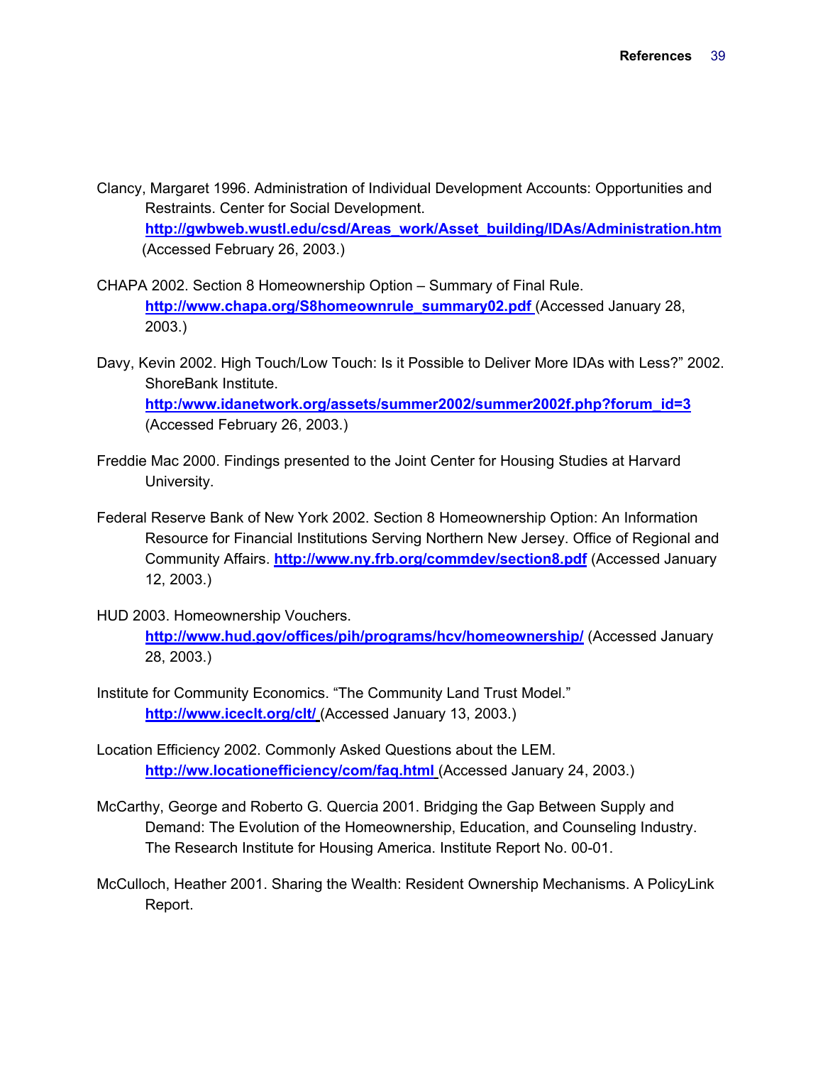Clancy, Margaret 1996. Administration of Individual Development Accounts: Opportunities and Restraints. Center for Social Development. **http://gwbweb.wustl.edu/csd/Areas_work/Asset_building/IDAs/Administration.htm** (Accessed February 26, 2003.)

CHAPA 2002. Section 8 Homeownership Option – Summary of Final Rule. **http://www.chapa.org/S8homeownrule_summary02.pdf** (Accessed January 28, 2003.)

Davy, Kevin 2002. High Touch/Low Touch: Is it Possible to Deliver More IDAs with Less?" 2002. ShoreBank Institute. **http:/www.idanetwork.org/assets/summer2002/summer2002f.php?forum_id=3** (Accessed February 26, 2003.)

Freddie Mac 2000. Findings presented to the Joint Center for Housing Studies at Harvard University.

Federal Reserve Bank of New York 2002. Section 8 Homeownership Option: An Information Resource for Financial Institutions Serving Northern New Jersey. Office of Regional and Community Affairs. **http://www.ny.frb.org/commdev/section8.pdf** (Accessed January 12, 2003.)

HUD 2003. Homeownership Vouchers. **http://www.hud.gov/offices/pih/programs/hcv/homeownership/** (Accessed January 28, 2003.)

Institute for Community Economics. "The Community Land Trust Model." **http://www.iceclt.org/clt/** (Accessed January 13, 2003.)

Location Efficiency 2002. Commonly Asked Questions about the LEM. **http://ww.locationefficiency/com/faq.html** (Accessed January 24, 2003.)

McCarthy, George and Roberto G. Quercia 2001. Bridging the Gap Between Supply and Demand: The Evolution of the Homeownership, Education, and Counseling Industry. The Research Institute for Housing America. Institute Report No. 00-01.

McCulloch, Heather 2001. Sharing the Wealth: Resident Ownership Mechanisms. A PolicyLink Report.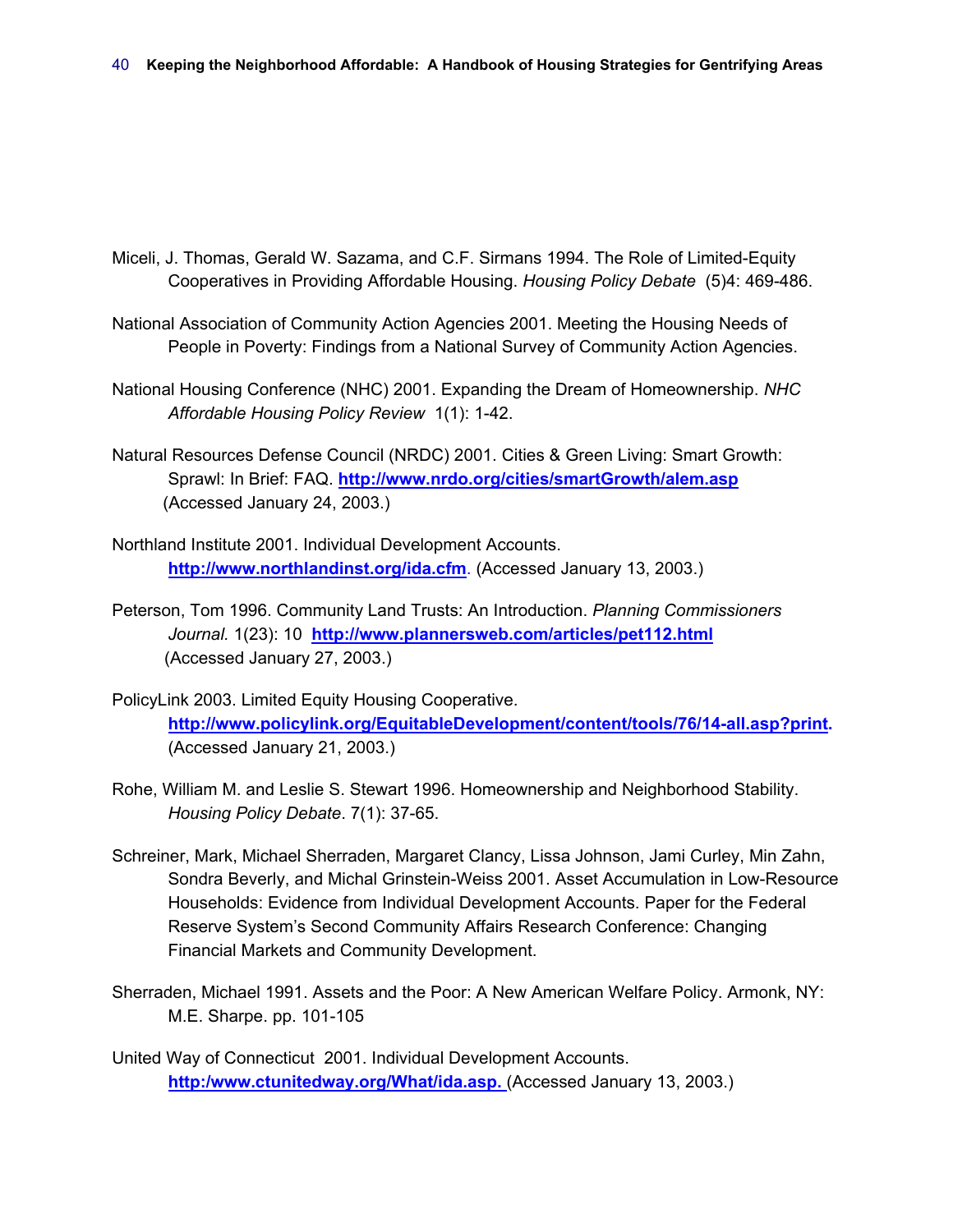Miceli, J. Thomas, Gerald W. Sazama, and C.F. Sirmans 1994. The Role of Limited-Equity Cooperatives in Providing Affordable Housing. *Housing Policy Debate* (5)4: 469-486.

National Association of Community Action Agencies 2001. Meeting the Housing Needs of People in Poverty: Findings from a National Survey of Community Action Agencies.

National Housing Conference (NHC) 2001. Expanding the Dream of Homeownership. *NHC Affordable Housing Policy Review* 1(1): 1-42.

Natural Resources Defense Council (NRDC) 2001. Cities & Green Living: Smart Growth: Sprawl: In Brief: FAQ. **http://www.nrdo.org/cities/smartGrowth/alem.asp** (Accessed January 24, 2003.)

Northland Institute 2001. Individual Development Accounts. **http://www.northlandinst.org/ida.cfm**. (Accessed January 13, 2003.)

Peterson, Tom 1996. Community Land Trusts: An Introduction. *Planning Commissioners Journal.* 1(23): 10 **http://www.plannersweb.com/articles/pet112.html** (Accessed January 27, 2003.)

PolicyLink 2003. Limited Equity Housing Cooperative. **http://www.policylink.org/EquitableDevelopment/content/tools/76/14-all.asp?print.** (Accessed January 21, 2003.)

Rohe, William M. and Leslie S. Stewart 1996. Homeownership and Neighborhood Stability. *Housing Policy Debate*. 7(1): 37-65.

Schreiner, Mark, Michael Sherraden, Margaret Clancy, Lissa Johnson, Jami Curley, Min Zahn, Sondra Beverly, and Michal Grinstein-Weiss 2001. Asset Accumulation in Low-Resource Households: Evidence from Individual Development Accounts. Paper for the Federal Reserve System's Second Community Affairs Research Conference: Changing Financial Markets and Community Development.

Sherraden, Michael 1991. Assets and the Poor: A New American Welfare Policy. Armonk, NY: M.E. Sharpe. pp. 101-105

United Way of Connecticut 2001. Individual Development Accounts. **http:/www.ctunitedway.org/What/ida.asp.** (Accessed January 13, 2003.)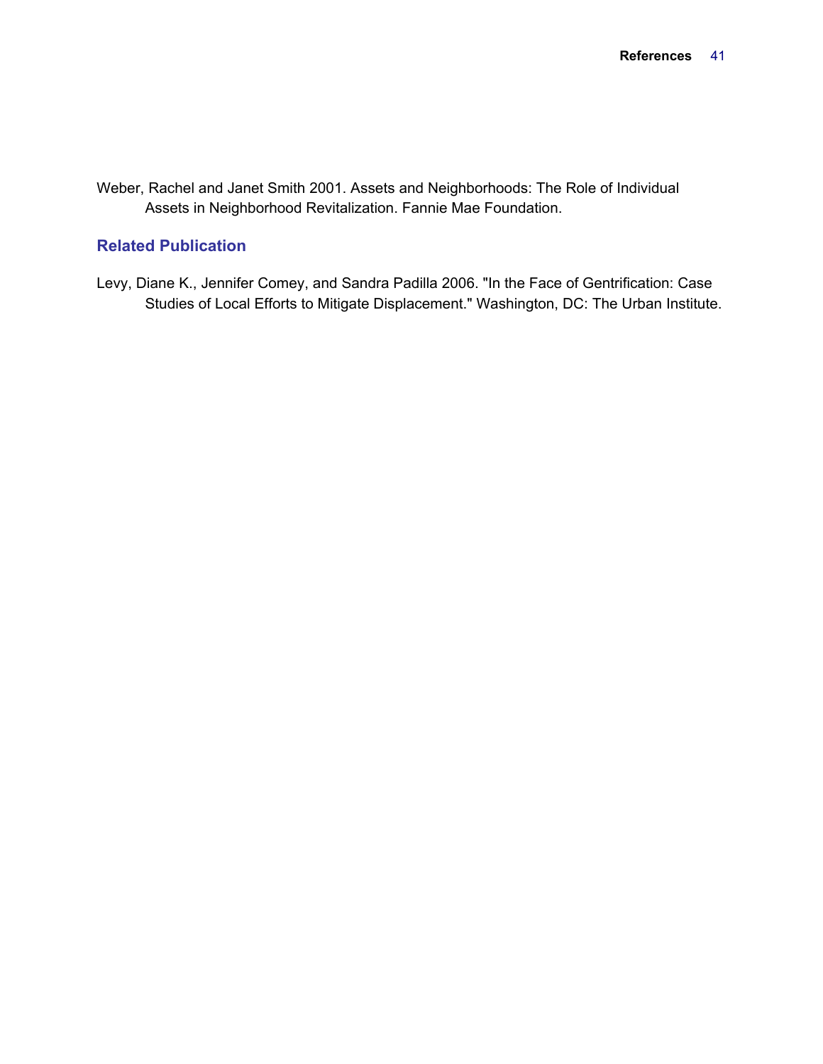Weber, Rachel and Janet Smith 2001. Assets and Neighborhoods: The Role of Individual Assets in Neighborhood Revitalization. Fannie Mae Foundation.

## Related Publication

Levy, Diane K., Jennifer Comey, and Sandra Padilla 2006. "In the Face of Gentrification: Case Studies of Local Efforts to Mitigate Displacement." Washington, DC: The Urban Institute.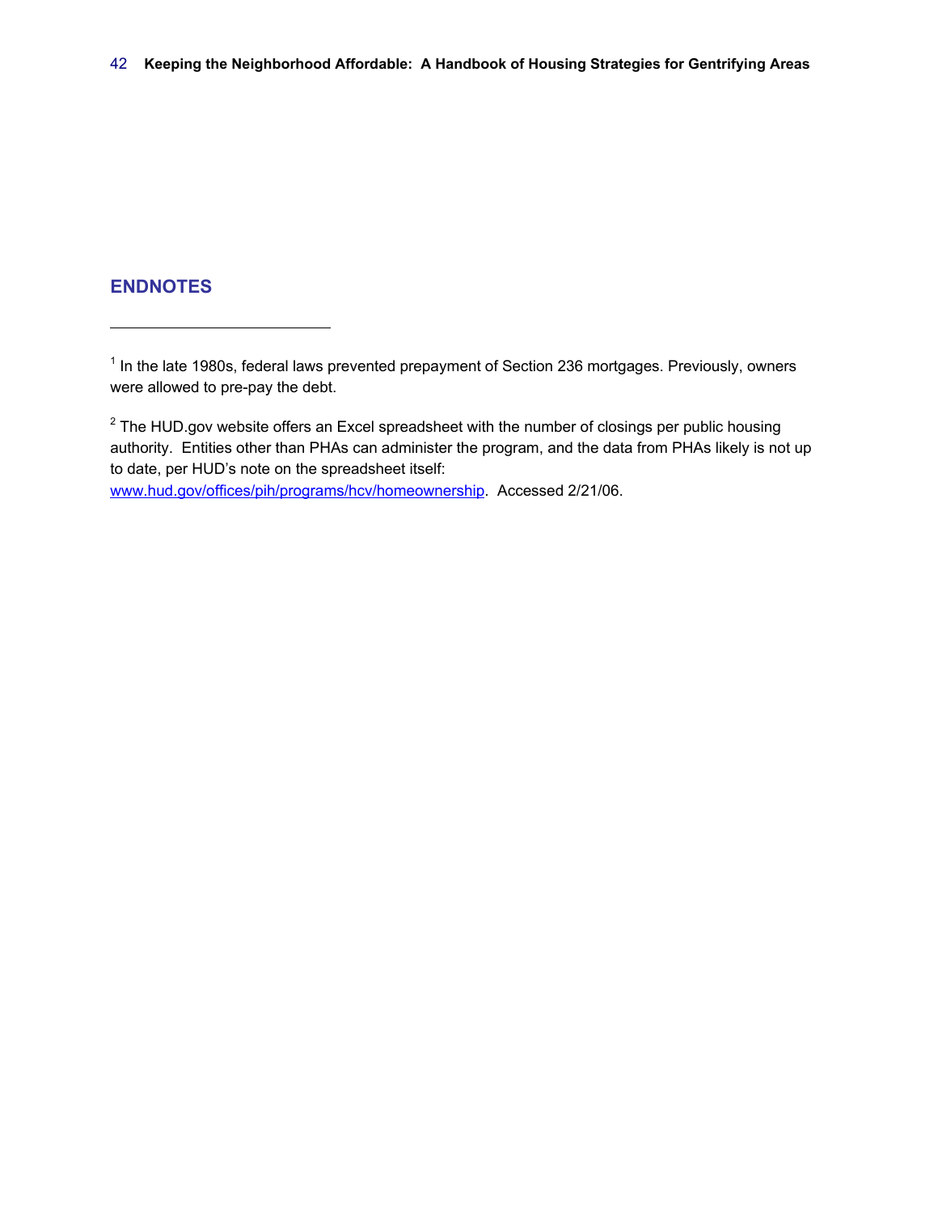## ENDNOTES

[1] In the late 1980s, federal laws prevented prepayment of Section 236 mortgages. Previously, owners were allowed to pre-pay the debt.

[2] The HUD.gov website offers an Excel spreadsheet with the number of closings per public housing authority. Entities other than PHAs can administer the program, and the data from PHAs likely is not up to date, per HUD's note on the spreadsheet itself: www.hud.gov/offices/pih/programs/hcv/homeownership. Accessed 2/21/06.